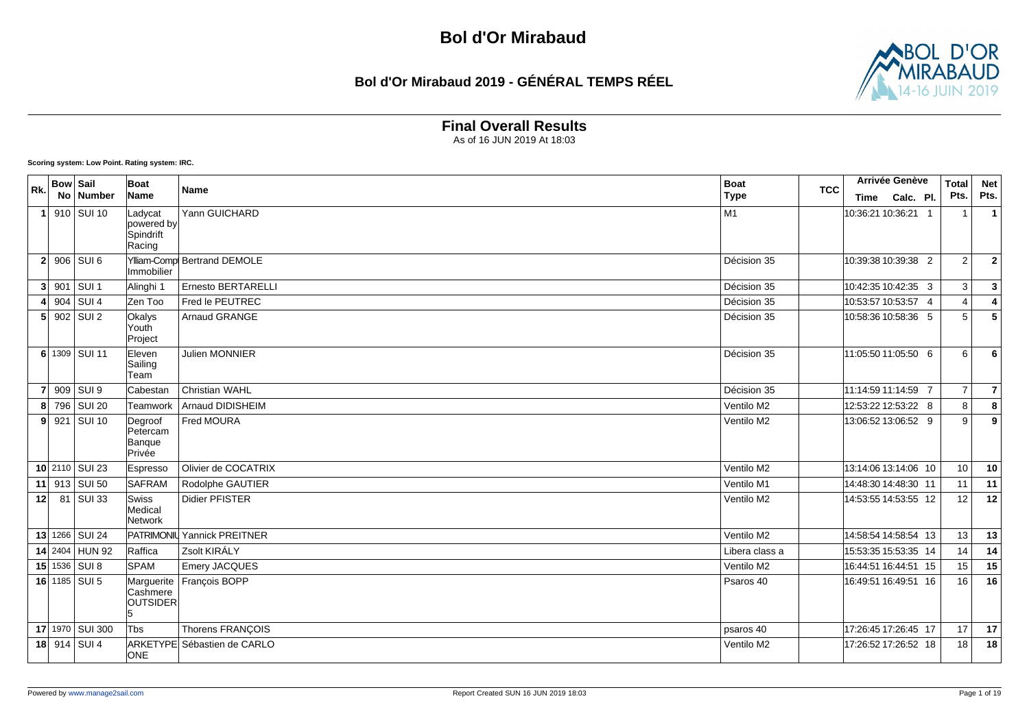# Bol d'Or Mirabaud

## Bol d'Or Mirabaud 2019 - GÉNÉRAL TEMPS RÉEL

### Final Overall Results

As of 16 JUN 2019 At 18:03

**Scoring system: Low Point. Rating system: IRC.**

| Rk. | Bow No | Sail Number | Boat Name | Name | Boat Type | TCC | Arrivée Genève Time | Calc. | Pl. | Total Pts. | Net Pts. |
|---|---|---|---|---|---|---|---|---|---|---|---|
| 1 | 910 | SUI 10 | Ladycat powered by Spindrift Racing | Yann GUICHARD | M1 | | 10:36:21 | 10:36:21 | 1 | 1 | **1** |
| 2 | 906 | SUI 6 | Ylliam-Compt Immobilier | Bertrand DEMOLE | Décision 35 | | 10:39:38 | 10:39:38 | 2 | 2 | **2** |
| 3 | 901 | SUI 1 | Alinghi 1 | Ernesto BERTARELLI | Décision 35 | | 10:42:35 | 10:42:35 | 3 | 3 | **3** |
| 4 | 904 | SUI 4 | Zen Too | Fred le PEUTREC | Décision 35 | | 10:53:57 | 10:53:57 | 4 | 4 | **4** |
| 5 | 902 | SUI 2 | Okalys Youth Project | Arnaud GRANGE | Décision 35 | | 10:58:36 | 10:58:36 | 5 | 5 | **5** |
| 6 | 1309 | SUI 11 | Eleven Sailing Team | Julien MONNIER | Décision 35 | | 11:05:50 | 11:05:50 | 6 | 6 | **6** |
| 7 | 909 | SUI 9 | Cabestan | Christian WAHL | Décision 35 | | 11:14:59 | 11:14:59 | 7 | 7 | **7** |
| 8 | 796 | SUI 20 | Teamwork | Arnaud DIDISHEIM | Ventilo M2 | | 12:53:22 | 12:53:22 | 8 | 8 | **8** |
| 9 | 921 | SUI 10 | Degroof Petercam Banque Privée | Fred MOURA | Ventilo M2 | | 13:06:52 | 13:06:52 | 9 | 9 | **9** |
| 10 | 2110 | SUI 23 | Espresso | Olivier de COCATRIX | Ventilo M2 | | 13:14:06 | 13:14:06 | 10 | 10 | **10** |
| 11 | 913 | SUI 50 | SAFRAM | Rodolphe GAUTIER | Ventilo M1 | | 14:48:30 | 14:48:30 | 11 | 11 | **11** |
| 12 | 81 | SUI 33 | Swiss Medical Network | Didier PFISTER | Ventilo M2 | | 14:53:55 | 14:53:55 | 12 | 12 | **12** |
| 13 | 1266 | SUI 24 | PATRIMONIU | Yannick PREITNER | Ventilo M2 | | 14:58:54 | 14:58:54 | 13 | 13 | **13** |
| 14 | 2404 | HUN 92 | Raffica | Zsolt KIRÁLY | Libera class a | | 15:53:35 | 15:53:35 | 14 | 14 | **14** |
| 15 | 1536 | SUI 8 | SPAM | Emery JACQUES | Ventilo M2 | | 16:44:51 | 16:44:51 | 15 | 15 | **15** |
| 16 | 1185 | SUI 5 | Marguerite Cashmere OUTSIDER 5 | François BOPP | Psaros 40 | | 16:49:51 | 16:49:51 | 16 | 16 | **16** |
| 17 | 1970 | SUI 300 | Tbs | Thorens FRANÇOIS | psaros 40 | | 17:26:45 | 17:26:45 | 17 | 17 | **17** |
| 18 | 914 | SUI 4 | ARKETYPE ONE | Sébastien de CARLO | Ventilo M2 | | 17:26:52 | 17:26:52 | 18 | 18 | **18** |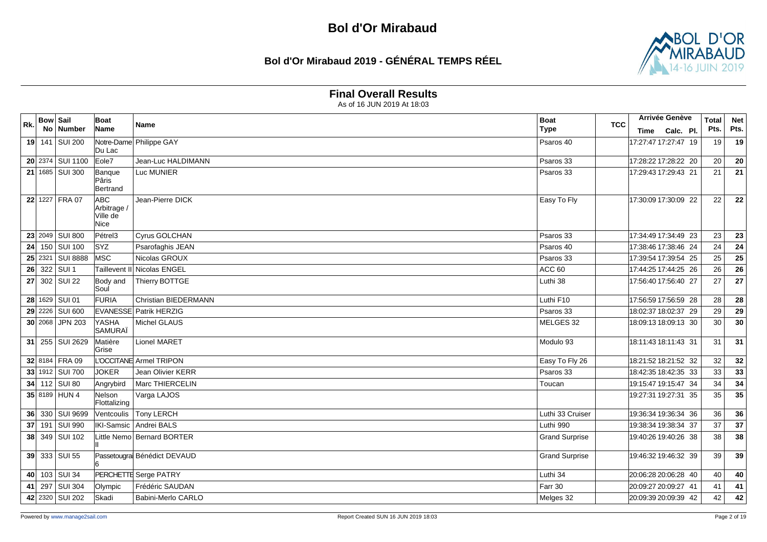# Bol d'Or Mirabaud

## Bol d'Or Mirabaud 2019 - GÉNÉRAL TEMPS RÉEL

### Final Overall Results

As of 16 JUN 2019 At 18:03

| Rk. | Bow No | Sail Number | Boat Name | Name | Boat Type | TCC | Arrivée Genève Time | Calc. | Pl. | Total Pts. | Net Pts. |
|---|---|---|---|---|---|---|---|---|---|---|---|
| 19 | 141 | SUI 200 | Notre-Dame Du Lac | Philippe GAY | Psaros 40 | | 17:27:47 | 17:27:47 | 19 | 19 | 19 |
| 20 | 2374 | SUI 1100 | Eole7 | Jean-Luc HALDIMANN | Psaros 33 | | 17:28:22 | 17:28:22 | 20 | 20 | 20 |
| 21 | 1685 | SUI 300 | Banque Pâris Bertrand | Luc MUNIER | Psaros 33 | | 17:29:43 | 17:29:43 | 21 | 21 | 21 |
| 22 | 1227 | FRA 07 | ABC Arbitrage / Ville de Nice | Jean-Pierre DICK | Easy To Fly | | 17:30:09 | 17:30:09 | 22 | 22 | 22 |
| 23 | 2049 | SUI 800 | Pétrel3 | Cyrus GOLCHAN | Psaros 33 | | 17:34:49 | 17:34:49 | 23 | 23 | 23 |
| 24 | 150 | SUI 100 | SYZ | Psarofaghis JEAN | Psaros 40 | | 17:38:46 | 17:38:46 | 24 | 24 | 24 |
| 25 | 2321 | SUI 8888 | MSC | Nicolas GROUX | Psaros 33 | | 17:39:54 | 17:39:54 | 25 | 25 | 25 |
| 26 | 322 | SUI 1 | Taillevent II | Nicolas ENGEL | ACC 60 | | 17:44:25 | 17:44:25 | 26 | 26 | 26 |
| 27 | 302 | SUI 22 | Body and Soul | Thierry BOTTGE | Luthi 38 | | 17:56:40 | 17:56:40 | 27 | 27 | 27 |
| 28 | 1629 | SUI 01 | FURIA | Christian BIEDERMANN | Luthi F10 | | 17:56:59 | 17:56:59 | 28 | 28 | 28 |
| 29 | 2226 | SUI 600 | EVANESSE | Patrik HERZIG | Psaros 33 | | 18:02:37 | 18:02:37 | 29 | 29 | 29 |
| 30 | 2068 | JPN 203 | YASHA SAMURAÏ | Michel GLAUS | MELGES 32 | | 18:09:13 | 18:09:13 | 30 | 30 | 30 |
| 31 | 255 | SUI 2629 | Matière Grise | Lionel MARET | Modulo 93 | | 18:11:43 | 18:11:43 | 31 | 31 | 31 |
| 32 | 8184 | FRA 09 | L'OCCITANE | Armel TRIPON | Easy To Fly 26 | | 18:21:52 | 18:21:52 | 32 | 32 | 32 |
| 33 | 1912 | SUI 700 | JOKER | Jean Olivier KERR | Psaros 33 | | 18:42:35 | 18:42:35 | 33 | 33 | 33 |
| 34 | 112 | SUI 80 | Angrybird | Marc THIERCELIN | Toucan | | 19:15:47 | 19:15:47 | 34 | 34 | 34 |
| 35 | 8189 | HUN 4 | Nelson Flottalizing | Varga LAJOS | | | 19:27:31 | 19:27:31 | 35 | 35 | 35 |
| 36 | 330 | SUI 9699 | Ventcoulis | Tony LERCH | Luthi 33 Cruiser | | 19:36:34 | 19:36:34 | 36 | 36 | 36 |
| 37 | 191 | SUI 990 | IKI-Samsic | Andrei BALS | Luthi 990 | | 19:38:34 | 19:38:34 | 37 | 37 | 37 |
| 38 | 349 | SUI 102 | Little Nemo II | Bernard BORTER | Grand Surprise | | 19:40:26 | 19:40:26 | 38 | 38 | 38 |
| 39 | 333 | SUI 55 | Passetougrai 6 | Bénédict DEVAUD | Grand Surprise | | 19:46:32 | 19:46:32 | 39 | 39 | 39 |
| 40 | 103 | SUI 34 | PERCHETTE | Serge PATRY | Luthi 34 | | 20:06:28 | 20:06:28 | 40 | 40 | 40 |
| 41 | 297 | SUI 304 | Olympic | Frédéric SAUDAN | Farr 30 | | 20:09:27 | 20:09:27 | 41 | 41 | 41 |
| 42 | 2320 | SUI 202 | Skadi | Babini-Merlo CARLO | Melges 32 | | 20:09:39 | 20:09:39 | 42 | 42 | 42 |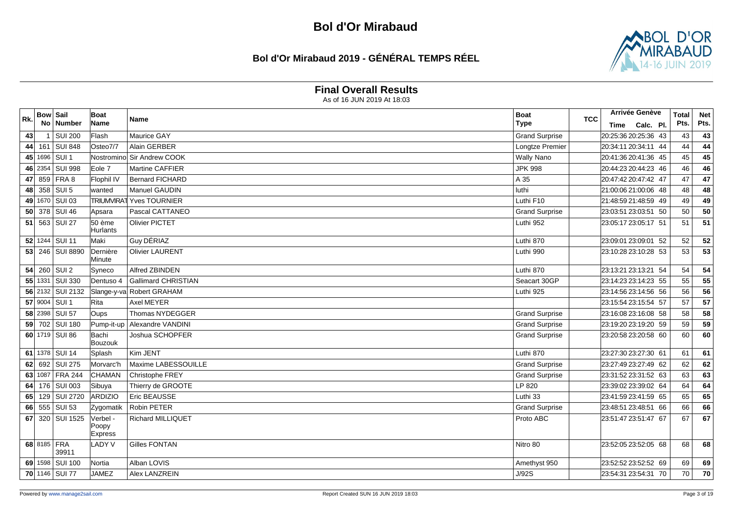# Bol d'Or Mirabaud

## Bol d'Or Mirabaud 2019 - GÉNÉRAL TEMPS RÉEL

### Final Overall Results

As of 16 JUN 2019 At 18:03

| Rk. | Bow No | Sail Number | Boat Name | Name | Boat Type | TCC | Arrivée Genève Time | Calc. | Pl. | Total Pts. | Net Pts. |
|---|---|---|---|---|---|---|---|---|---|---|---|
| 43 | 1 | SUI 200 | Flash | Maurice GAY | Grand Surprise | | 20:25:36 | 20:25:36 | 43 | 43 | 43 |
| 44 | 161 | SUI 848 | Osteo7/7 | Alain GERBER | Longtze Premier | | 20:34:11 | 20:34:11 | 44 | 44 | 44 |
| 45 | 1696 | SUI 1 | Nostromino | Sir Andrew COOK | Wally Nano | | 20:41:36 | 20:41:36 | 45 | 45 | 45 |
| 46 | 2354 | SUI 998 | Eole 7 | Martine CAFFIER | JPK 998 | | 20:44:23 | 20:44:23 | 46 | 46 | 46 |
| 47 | 859 | FRA 8 | Flophil IV | Bernard FICHARD | A 35 | | 20:47:42 | 20:47:42 | 47 | 47 | 47 |
| 48 | 358 | SUI 5 | wanted | Manuel GAUDIN | luthi | | 21:00:06 | 21:00:06 | 48 | 48 | 48 |
| 49 | 1670 | SUI 03 | TRIUMVIRAT | Yves TOURNIER | Luthi F10 | | 21:48:59 | 21:48:59 | 49 | 49 | 49 |
| 50 | 378 | SUI 46 | Apsara | Pascal CATTANEO | Grand Surprise | | 23:03:51 | 23:03:51 | 50 | 50 | 50 |
| 51 | 563 | SUI 27 | 50 ème Hurlants | Olivier PICTET | Luthi 952 | | 23:05:17 | 23:05:17 | 51 | 51 | 51 |
| 52 | 1244 | SUI 11 | Maki | Guy DÉRIAZ | Luthi 870 | | 23:09:01 | 23:09:01 | 52 | 52 | 52 |
| 53 | 246 | SUI 8890 | Dernière Minute | Olivier LAURENT | Luthi 990 | | 23:10:28 | 23:10:28 | 53 | 53 | 53 |
| 54 | 260 | SUI 2 | Syneco | Alfred ZBINDEN | Luthi 870 | | 23:13:21 | 23:13:21 | 54 | 54 | 54 |
| 55 | 1331 | SUI 330 | Dentuso 4 | Gallimard CHRISTIAN | Seacart 30GP | | 23:14:23 | 23:14:23 | 55 | 55 | 55 |
| 56 | 2132 | SUI 2132 | Slange-y-va | Robert GRAHAM | Luthi 925 | | 23:14:56 | 23:14:56 | 56 | 56 | 56 |
| 57 | 9004 | SUI 1 | Rita | Axel MEYER | | | 23:15:54 | 23:15:54 | 57 | 57 | 57 |
| 58 | 2398 | SUI 57 | Oups | Thomas NYDEGGER | Grand Surprise | | 23:16:08 | 23:16:08 | 58 | 58 | 58 |
| 59 | 702 | SUI 180 | Pump-it-up | Alexandre VANDINI | Grand Surprise | | 23:19:20 | 23:19:20 | 59 | 59 | 59 |
| 60 | 1719 | SUI 86 | Bachi Bouzouk | Joshua SCHOPFER | Grand Surprise | | 23:20:58 | 23:20:58 | 60 | 60 | 60 |
| 61 | 1378 | SUI 14 | Splash | Kim JENT | Luthi 870 | | 23:27:30 | 23:27:30 | 61 | 61 | 61 |
| 62 | 692 | SUI 275 | Morvarc'h | Maxime LABESSOUILLE | Grand Surprise | | 23:27:49 | 23:27:49 | 62 | 62 | 62 |
| 63 | 1087 | FRA 244 | CHAMAN | Christophe FREY | Grand Surprise | | 23:31:52 | 23:31:52 | 63 | 63 | 63 |
| 64 | 176 | SUI 003 | Sibuya | Thierry de GROOTE | LP 820 | | 23:39:02 | 23:39:02 | 64 | 64 | 64 |
| 65 | 129 | SUI 2720 | ARDIZIO | Eric BEAUSSE | Luthi 33 | | 23:41:59 | 23:41:59 | 65 | 65 | 65 |
| 66 | 555 | SUI 53 | Zygomatik | Robin PETER | Grand Surprise | | 23:48:51 | 23:48:51 | 66 | 66 | 66 |
| 67 | 320 | SUI 1525 | Verbel - Poopy Express | Richard MILLIQUET | Proto ABC | | 23:51:47 | 23:51:47 | 67 | 67 | 67 |
| 68 | 8185 | FRA 39911 | LADY V | Gilles FONTAN | Nitro 80 | | 23:52:05 | 23:52:05 | 68 | 68 | 68 |
| 69 | 1598 | SUI 100 | Nortia | Alban LOVIS | Amethyst 950 | | 23:52:52 | 23:52:52 | 69 | 69 | 69 |
| 70 | 1146 | SUI 77 | JAMEZ | Alex LANZREIN | J/92S | | 23:54:31 | 23:54:31 | 70 | 70 | 70 |

Powered by www.manage2sail.com — Report Created SUN 16 JUN 2019 18:03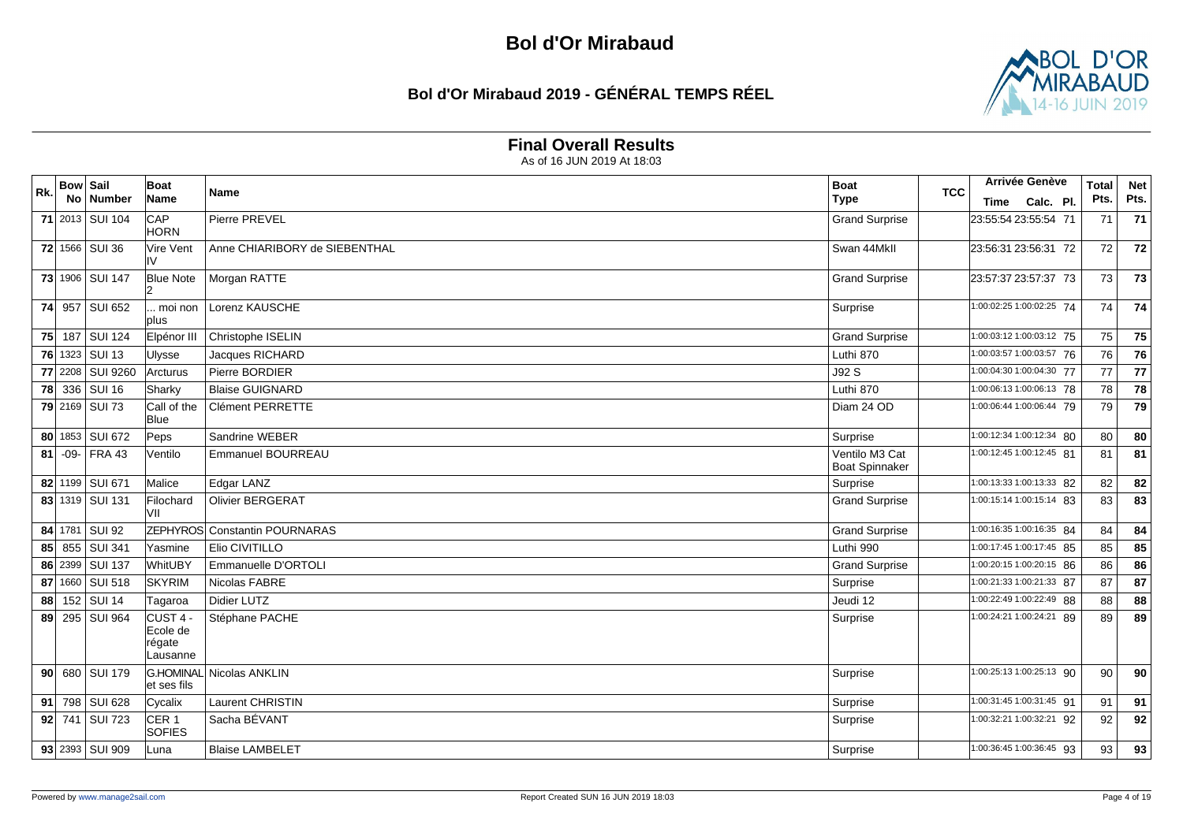# Bol d'Or Mirabaud

## Bol d'Or Mirabaud 2019 - GÉNÉRAL TEMPS RÉEL

### Final Overall Results

As of 16 JUN 2019 At 18:03

| Rk. | Bow No | Sail Number | Boat Name | Name | Boat Type | TCC | Arrivée Genève Time | Calc. | Pl. | Total Pts. | Net Pts. |
|---|---|---|---|---|---|---|---|---|---|---|---|
| 71 | 2013 | SUI 104 | CAP HORN | Pierre PREVEL | Grand Surprise | | 23:55:54 | 23:55:54 | 71 | 71 | 71 |
| 72 | 1566 | SUI 36 | Vire Vent IV | Anne CHIARIBORY de SIEBENTHAL | Swan 44MkII | | 23:56:31 | 23:56:31 | 72 | 72 | 72 |
| 73 | 1906 | SUI 147 | Blue Note 2 | Morgan RATTE | Grand Surprise | | 23:57:37 | 23:57:37 | 73 | 73 | 73 |
| 74 | 957 | SUI 652 | ... moi non plus | Lorenz KAUSCHE | Surprise | | 1:00:02:25 | 1:00:02:25 | 74 | 74 | 74 |
| 75 | 187 | SUI 124 | Elpénor III | Christophe ISELIN | Grand Surprise | | 1:00:03:12 | 1:00:03:12 | 75 | 75 | 75 |
| 76 | 1323 | SUI 13 | Ulysse | Jacques RICHARD | Luthi 870 | | 1:00:03:57 | 1:00:03:57 | 76 | 76 | 76 |
| 77 | 2208 | SUI 9260 | Arcturus | Pierre BORDIER | J92 S | | 1:00:04:30 | 1:00:04:30 | 77 | 77 | 77 |
| 78 | 336 | SUI 16 | Sharky | Blaise GUIGNARD | Luthi 870 | | 1:00:06:13 | 1:00:06:13 | 78 | 78 | 78 |
| 79 | 2169 | SUI 73 | Call of the Blue | Clément PERRETTE | Diam 24 OD | | 1:00:06:44 | 1:00:06:44 | 79 | 79 | 79 |
| 80 | 1853 | SUI 672 | Peps | Sandrine WEBER | Surprise | | 1:00:12:34 | 1:00:12:34 | 80 | 80 | 80 |
| 81 | -09- | FRA 43 | Ventilo | Emmanuel BOURREAU | Ventilo M3 Cat Boat Spinnaker | | 1:00:12:45 | 1:00:12:45 | 81 | 81 | 81 |
| 82 | 1199 | SUI 671 | Malice | Edgar LANZ | Surprise | | 1:00:13:33 | 1:00:13:33 | 82 | 82 | 82 |
| 83 | 1319 | SUI 131 | Filochard VII | Olivier BERGERAT | Grand Surprise | | 1:00:15:14 | 1:00:15:14 | 83 | 83 | 83 |
| 84 | 1781 | SUI 92 | ZEPHYROS | Constantin POURNARAS | Grand Surprise | | 1:00:16:35 | 1:00:16:35 | 84 | 84 | 84 |
| 85 | 855 | SUI 341 | Yasmine | Elio CIVITILLO | Luthi 990 | | 1:00:17:45 | 1:00:17:45 | 85 | 85 | 85 |
| 86 | 2399 | SUI 137 | WhitUBY | Emmanuelle D'ORTOLI | Grand Surprise | | 1:00:20:15 | 1:00:20:15 | 86 | 86 | 86 |
| 87 | 1660 | SUI 518 | SKYRIM | Nicolas FABRE | Surprise | | 1:00:21:33 | 1:00:21:33 | 87 | 87 | 87 |
| 88 | 152 | SUI 14 | Tagaroa | Didier LUTZ | Jeudi 12 | | 1:00:22:49 | 1:00:22:49 | 88 | 88 | 88 |
| 89 | 295 | SUI 964 | CUST 4 - Ecole de régate Lausanne | Stéphane PACHE | Surprise | | 1:00:24:21 | 1:00:24:21 | 89 | 89 | 89 |
| 90 | 680 | SUI 179 | G.HOMINAL et ses fils | Nicolas ANKLIN | Surprise | | 1:00:25:13 | 1:00:25:13 | 90 | 90 | 90 |
| 91 | 798 | SUI 628 | Cycalix | Laurent CHRISTIN | Surprise | | 1:00:31:45 | 1:00:31:45 | 91 | 91 | 91 |
| 92 | 741 | SUI 723 | CER 1 SOFIES | Sacha BÉVANT | Surprise | | 1:00:32:21 | 1:00:32:21 | 92 | 92 | 92 |
| 93 | 2393 | SUI 909 | Luna | Blaise LAMBELET | Surprise | | 1:00:36:45 | 1:00:36:45 | 93 | 93 | 93 |

Powered by www.manage2sail.com — Report Created SUN 16 JUN 2019 18:03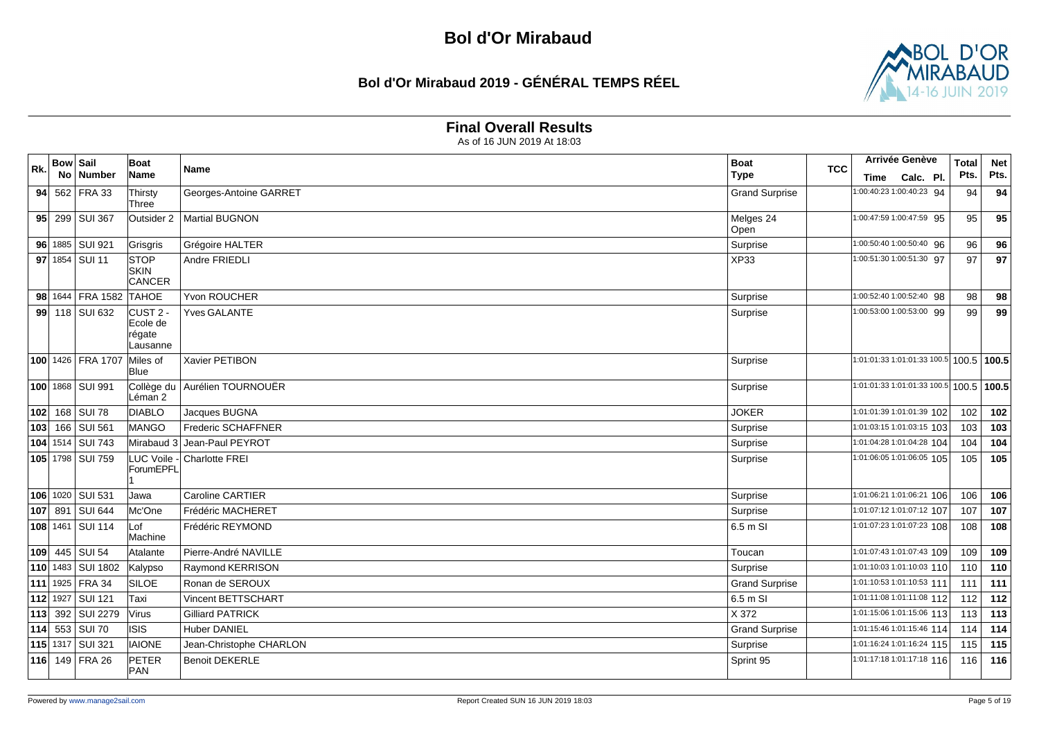# Bol d'Or Mirabaud

## Bol d'Or Mirabaud 2019 - GÉNÉRAL TEMPS RÉEL

### Final Overall Results

As of 16 JUN 2019 At 18:03

| Rk. | Bow No | Sail Number | Boat Name | Name | Boat Type | TCC | Arrivée Genève Time | Calc. | Pl. | Total Pts. | Net Pts. |
|---|---|---|---|---|---|---|---|---|---|---|---|
| **94** | 562 | FRA 33 | Thirsty Three | Georges-Antoine GARRET | Grand Surprise | | 1:00:40:23 | 1:00:40:23 | 94 | 94 | **94** |
| **95** | 299 | SUI 367 | Outsider 2 | Martial BUGNON | Melges 24 Open | | 1:00:47:59 | 1:00:47:59 | 95 | 95 | **95** |
| **96** | 1885 | SUI 921 | Grisgris | Grégoire HALTER | Surprise | | 1:00:50:40 | 1:00:50:40 | 96 | 96 | **96** |
| **97** | 1854 | SUI 11 | STOP SKIN CANCER | Andre FRIEDLI | XP33 | | 1:00:51:30 | 1:00:51:30 | 97 | 97 | **97** |
| **98** | 1644 | FRA 1582 | TAHOE | Yvon ROUCHER | Surprise | | 1:00:52:40 | 1:00:52:40 | 98 | 98 | **98** |
| **99** | 118 | SUI 632 | CUST 2 - Ecole de régate Lausanne | Yves GALANTE | Surprise | | 1:00:53:00 | 1:00:53:00 | 99 | 99 | **99** |
| **100** | 1426 | FRA 1707 | Miles of Blue | Xavier PETIBON | Surprise | | 1:01:01:33 | 1:01:01:33 | 100.5 | 100.5 | **100.5** |
| **100** | 1868 | SUI 991 | Collège du Léman 2 | Aurélien TOURNOUËR | Surprise | | 1:01:01:33 | 1:01:01:33 | 100.5 | 100.5 | **100.5** |
| **102** | 168 | SUI 78 | DIABLO | Jacques BUGNA | JOKER | | 1:01:01:39 | 1:01:01:39 | 102 | 102 | **102** |
| **103** | 166 | SUI 561 | MANGO | Frederic SCHAFFNER | Surprise | | 1:01:03:15 | 1:01:03:15 | 103 | 103 | **103** |
| **104** | 1514 | SUI 743 | Mirabaud 3 | Jean-Paul PEYROT | Surprise | | 1:01:04:28 | 1:01:04:28 | 104 | 104 | **104** |
| **105** | 1798 | SUI 759 | LUC Voile - ForumEPFL 1 | Charlotte FREI | Surprise | | 1:01:06:05 | 1:01:06:05 | 105 | 105 | **105** |
| **106** | 1020 | SUI 531 | Jawa | Caroline CARTIER | Surprise | | 1:01:06:21 | 1:01:06:21 | 106 | 106 | **106** |
| **107** | 891 | SUI 644 | Mc'One | Frédéric MACHERET | Surprise | | 1:01:07:12 | 1:01:07:12 | 107 | 107 | **107** |
| **108** | 1461 | SUI 114 | Lof Machine | Frédéric REYMOND | 6.5 m SI | | 1:01:07:23 | 1:01:07:23 | 108 | 108 | **108** |
| **109** | 445 | SUI 54 | Atalante | Pierre-André NAVILLE | Toucan | | 1:01:07:43 | 1:01:07:43 | 109 | 109 | **109** |
| **110** | 1483 | SUI 1802 | Kalypso | Raymond KERRISON | Surprise | | 1:01:10:03 | 1:01:10:03 | 110 | 110 | **110** |
| **111** | 1925 | FRA 34 | SILOE | Ronan de SEROUX | Grand Surprise | | 1:01:10:53 | 1:01:10:53 | 111 | 111 | **111** |
| **112** | 1927 | SUI 121 | Taxi | Vincent BETTSCHART | 6.5 m SI | | 1:01:11:08 | 1:01:11:08 | 112 | 112 | **112** |
| **113** | 392 | SUI 2279 | Virus | Gilliard PATRICK | X 372 | | 1:01:15:06 | 1:01:15:06 | 113 | 113 | **113** |
| **114** | 553 | SUI 70 | ISIS | Huber DANIEL | Grand Surprise | | 1:01:15:46 | 1:01:15:46 | 114 | 114 | **114** |
| **115** | 1317 | SUI 321 | IAIONE | Jean-Christophe CHARLON | Surprise | | 1:01:16:24 | 1:01:16:24 | 115 | 115 | **115** |
| **116** | 149 | FRA 26 | PETER PAN | Benoit DEKERLE | Sprint 95 | | 1:01:17:18 | 1:01:17:18 | 116 | 116 | **116** |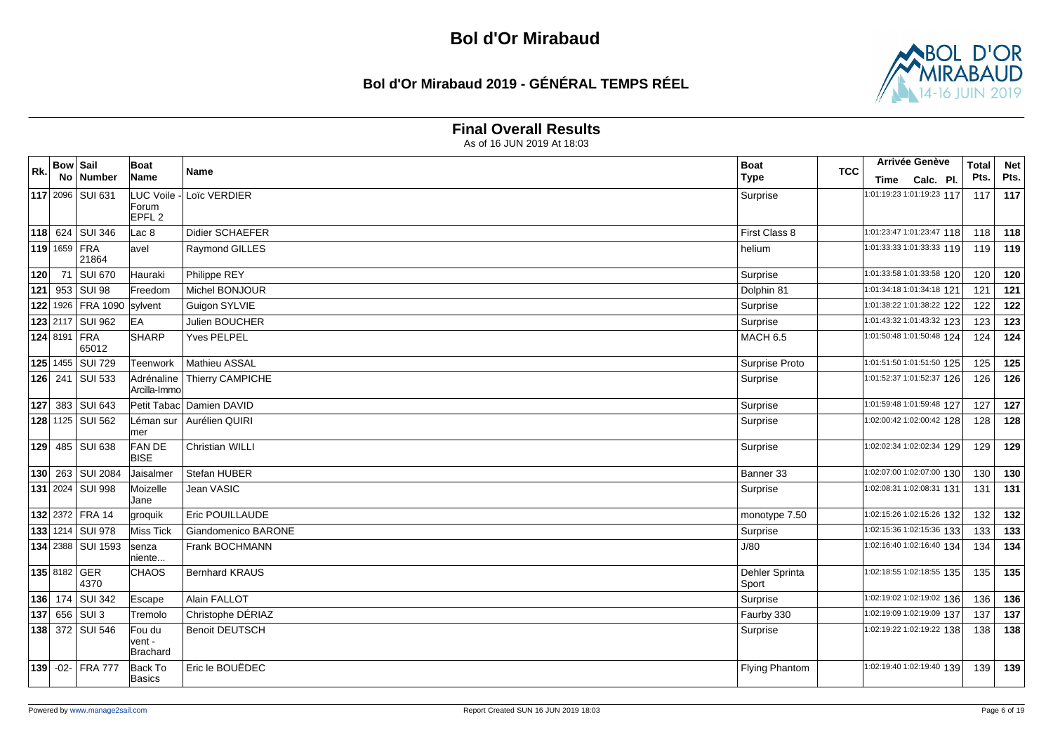# Bol d'Or Mirabaud

## Bol d'Or Mirabaud 2019 - GÉNÉRAL TEMPS RÉEL

### Final Overall Results

As of 16 JUN 2019 At 18:03

| Rk. | Bow No | Sail Number | Boat Name | Name | Boat Type | TCC | Arrivée Genève Time | Calc. | Pl. | Total Pts. | Net Pts. |
|---|---|---|---|---|---|---|---|---|---|---|---|
| **117** | 2096 | SUI 631 | LUC Voile - Forum EPFL 2 | Loïc VERDIER | Surprise | | 1:01:19:23 | 1:01:19:23 | 117 | 117 | **117** |
| **118** | 624 | SUI 346 | Lac 8 | Didier SCHAEFER | First Class 8 | | 1:01:23:47 | 1:01:23:47 | 118 | 118 | **118** |
| **119** | 1659 | FRA 21864 | avel | Raymond GILLES | helium | | 1:01:33:33 | 1:01:33:33 | 119 | 119 | **119** |
| **120** | 71 | SUI 670 | Hauraki | Philippe REY | Surprise | | 1:01:33:58 | 1:01:33:58 | 120 | 120 | **120** |
| **121** | 953 | SUI 98 | Freedom | Michel BONJOUR | Dolphin 81 | | 1:01:34:18 | 1:01:34:18 | 121 | 121 | **121** |
| **122** | 1926 | FRA 1090 | sylvent | Guigon SYLVIE | Surprise | | 1:01:38:22 | 1:01:38:22 | 122 | 122 | **122** |
| **123** | 2117 | SUI 962 | EA | Julien BOUCHER | Surprise | | 1:01:43:32 | 1:01:43:32 | 123 | 123 | **123** |
| **124** | 8191 | FRA 65012 | SHARP | Yves PELPEL | MACH 6.5 | | 1:01:50:48 | 1:01:50:48 | 124 | 124 | **124** |
| **125** | 1455 | SUI 729 | Teenwork | Mathieu ASSAL | Surprise Proto | | 1:01:51:50 | 1:01:51:50 | 125 | 125 | **125** |
| **126** | 241 | SUI 533 | Adrénaline Arcilla-Immo | Thierry CAMPICHE | Surprise | | 1:01:52:37 | 1:01:52:37 | 126 | 126 | **126** |
| **127** | 383 | SUI 643 | Petit Tabac | Damien DAVID | Surprise | | 1:01:59:48 | 1:01:59:48 | 127 | 127 | **127** |
| **128** | 1125 | SUI 562 | Léman sur mer | Aurélien QUIRI | Surprise | | 1:02:00:42 | 1:02:00:42 | 128 | 128 | **128** |
| **129** | 485 | SUI 638 | FAN DE BISE | Christian WILLI | Surprise | | 1:02:02:34 | 1:02:02:34 | 129 | 129 | **129** |
| **130** | 263 | SUI 2084 | Jaisalmer | Stefan HUBER | Banner 33 | | 1:02:07:00 | 1:02:07:00 | 130 | 130 | **130** |
| **131** | 2024 | SUI 998 | Moizelle Jane | Jean VASIC | Surprise | | 1:02:08:31 | 1:02:08:31 | 131 | 131 | **131** |
| **132** | 2372 | FRA 14 | groquik | Eric POUILLAUDE | monotype 7.50 | | 1:02:15:26 | 1:02:15:26 | 132 | 132 | **132** |
| **133** | 1214 | SUI 978 | Miss Tick | Giandomenico BARONE | Surprise | | 1:02:15:36 | 1:02:15:36 | 133 | 133 | **133** |
| **134** | 2388 | SUI 1593 | senza niente... | Frank BOCHMANN | J/80 | | 1:02:16:40 | 1:02:16:40 | 134 | 134 | **134** |
| **135** | 8182 | GER 4370 | CHAOS | Bernhard KRAUS | Dehler Sprinta Sport | | 1:02:18:55 | 1:02:18:55 | 135 | 135 | **135** |
| **136** | 174 | SUI 342 | Escape | Alain FALLOT | Surprise | | 1:02:19:02 | 1:02:19:02 | 136 | 136 | **136** |
| **137** | 656 | SUI 3 | Tremolo | Christophe DÉRIAZ | Faurby 330 | | 1:02:19:09 | 1:02:19:09 | 137 | 137 | **137** |
| **138** | 372 | SUI 546 | Fou du vent - Brachard | Benoit DEUTSCH | Surprise | | 1:02:19:22 | 1:02:19:22 | 138 | 138 | **138** |
| **139** | -02- | FRA 777 | Back To Basics | Eric le BOUËDEC | Flying Phantom | | 1:02:19:40 | 1:02:19:40 | 139 | 139 | **139** |

Powered by www.manage2sail.com — Report Created SUN 16 JUN 2019 18:03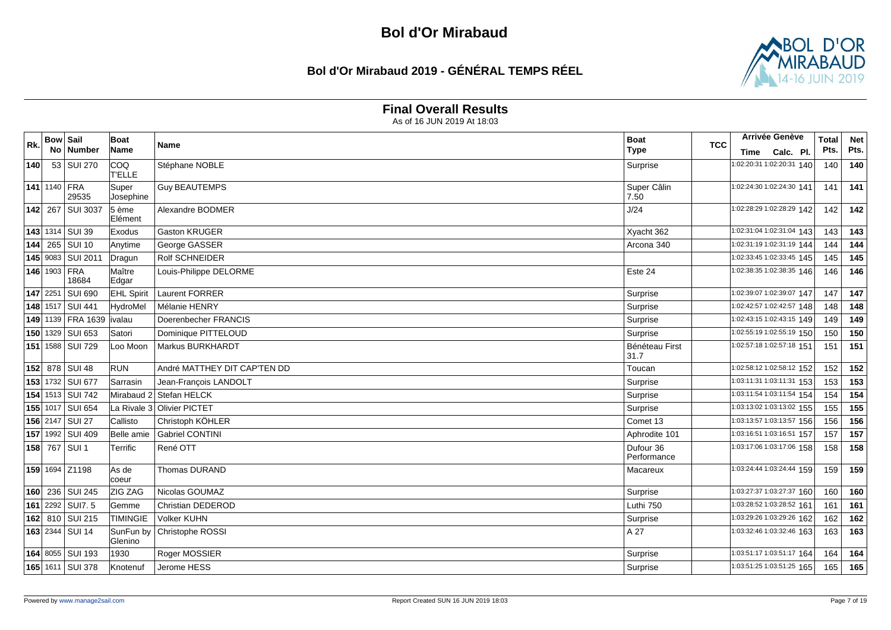# Bol d'Or Mirabaud

## Bol d'Or Mirabaud 2019 - GÉNÉRAL TEMPS RÉEL

### Final Overall Results

As of 16 JUN 2019 At 18:03

| Rk. | Bow No | Sail Number | Boat Name | Name | Boat Type | TCC | Arrivée Genève Time | Calc. | Pl. | Total Pts. | Net Pts. |
|---|---|---|---|---|---|---|---|---|---|---|---|
| **140** | 53 | SUI 270 | COQ T'ELLE | Stéphane NOBLE | Surprise | | 1:02:20:31 | 1:02:20:31 | 140 | 140 | **140** |
| **141** | 1140 | FRA 29535 | Super Josephine | Guy BEAUTEMPS | Super Câlin 7.50 | | 1:02:24:30 | 1:02:24:30 | 141 | 141 | **141** |
| **142** | 267 | SUI 3037 | 5 ème Elément | Alexandre BODMER | J/24 | | 1:02:28:29 | 1:02:28:29 | 142 | 142 | **142** |
| **143** | 1314 | SUI 39 | Exodus | Gaston KRUGER | Xyacht 362 | | 1:02:31:04 | 1:02:31:04 | 143 | 143 | **143** |
| **144** | 265 | SUI 10 | Anytime | George GASSER | Arcona 340 | | 1:02:31:19 | 1:02:31:19 | 144 | 144 | **144** |
| **145** | 9083 | SUI 2011 | Dragun | Rolf SCHNEIDER | | | 1:02:33:45 | 1:02:33:45 | 145 | 145 | **145** |
| **146** | 1903 | FRA 18684 | Maître Edgar | Louis-Philippe DELORME | Este 24 | | 1:02:38:35 | 1:02:38:35 | 146 | 146 | **146** |
| **147** | 2251 | SUI 690 | EHL Spirit | Laurent FORRER | Surprise | | 1:02:39:07 | 1:02:39:07 | 147 | 147 | **147** |
| **148** | 1517 | SUI 441 | HydroMel | Mélanie HENRY | Surprise | | 1:02:42:57 | 1:02:42:57 | 148 | 148 | **148** |
| **149** | 1139 | FRA 1639 | ivalau | Doerenbecher FRANCIS | Surprise | | 1:02:43:15 | 1:02:43:15 | 149 | 149 | **149** |
| **150** | 1329 | SUI 653 | Satori | Dominique PITTELOUD | Surprise | | 1:02:55:19 | 1:02:55:19 | 150 | 150 | **150** |
| **151** | 1588 | SUI 729 | Loo Moon | Markus BURKHARDT | Bénéteau First 31.7 | | 1:02:57:18 | 1:02:57:18 | 151 | 151 | **151** |
| **152** | 878 | SUI 48 | RUN | André MATTHEY DIT CAP'TEN DD | Toucan | | 1:02:58:12 | 1:02:58:12 | 152 | 152 | **152** |
| **153** | 1732 | SUI 677 | Sarrasin | Jean-François LANDOLT | Surprise | | 1:03:11:31 | 1:03:11:31 | 153 | 153 | **153** |
| **154** | 1513 | SUI 742 | Mirabaud 2 | Stefan HELCK | Surprise | | 1:03:11:54 | 1:03:11:54 | 154 | 154 | **154** |
| **155** | 1017 | SUI 654 | La Rivale 3 | Olivier PICTET | Surprise | | 1:03:13:02 | 1:03:13:02 | 155 | 155 | **155** |
| **156** | 2147 | SUI 27 | Callisto | Christoph KÖHLER | Comet 13 | | 1:03:13:57 | 1:03:13:57 | 156 | 156 | **156** |
| **157** | 1992 | SUI 409 | Belle amie | Gabriel CONTINI | Aphrodite 101 | | 1:03:16:51 | 1:03:16:51 | 157 | 157 | **157** |
| **158** | 767 | SUI 1 | Terrific | René OTT | Dufour 36 Performance | | 1:03:17:06 | 1:03:17:06 | 158 | 158 | **158** |
| **159** | 1694 | Z1198 | As de coeur | Thomas DURAND | Macareux | | 1:03:24:44 | 1:03:24:44 | 159 | 159 | **159** |
| **160** | 236 | SUI 245 | ZIG ZAG | Nicolas GOUMAZ | Surprise | | 1:03:27:37 | 1:03:27:37 | 160 | 160 | **160** |
| **161** | 2292 | SUI7. 5 | Gemme | Christian DEDEROD | Luthi 750 | | 1:03:28:52 | 1:03:28:52 | 161 | 161 | **161** |
| **162** | 810 | SUI 215 | TIMINGIE | Volker KUHN | Surprise | | 1:03:29:26 | 1:03:29:26 | 162 | 162 | **162** |
| **163** | 2344 | SUI 14 | SunFun by Glenino | Christophe ROSSI | A 27 | | 1:03:32:46 | 1:03:32:46 | 163 | 163 | **163** |
| **164** | 8055 | SUI 193 | 1930 | Roger MOSSIER | Surprise | | 1:03:51:17 | 1:03:51:17 | 164 | 164 | **164** |
| **165** | 1611 | SUI 378 | Knotenuf | Jerome HESS | Surprise | | 1:03:51:25 | 1:03:51:25 | 165 | 165 | **165** |

Powered by www.manage2sail.com

Report Created SUN 16 JUN 2019 18:03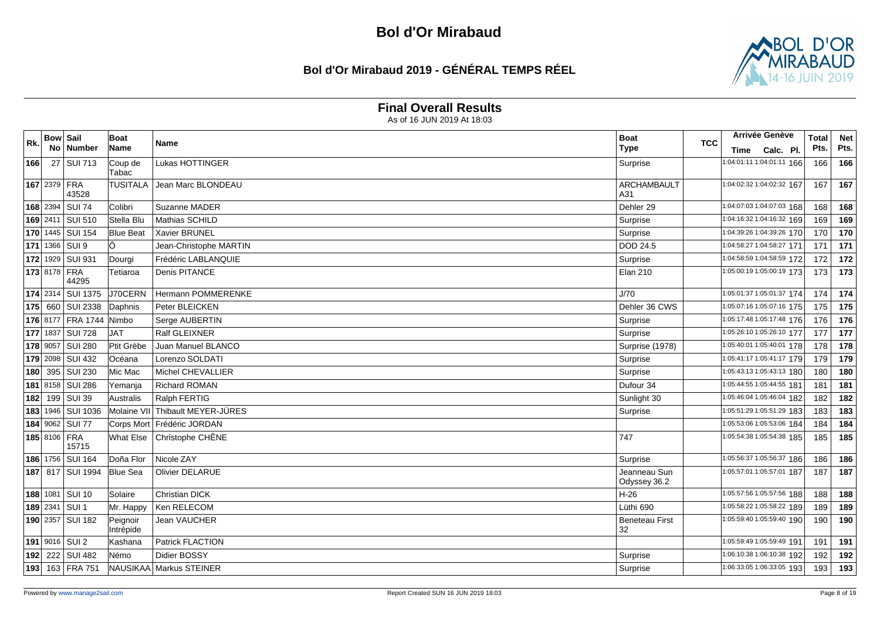# Bol d'Or Mirabaud

## Bol d'Or Mirabaud 2019 - GÉNÉRAL TEMPS RÉEL

### Final Overall Results

As of 16 JUN 2019 At 18:03

| Rk. | Bow No | Sail Number | Boat Name | Name | Boat Type | TCC | Arrivée Genève Time | Calc. | Pl. | Total Pts. | Net Pts. |
|---|---|---|---|---|---|---|---|---|---|---|---|
| 166 | 27 | SUI 713 | Coup de Tabac | Lukas HOTTINGER | Surprise | | 1:04:01:11 | 1:04:01:11 | 166 | 166 | 166 |
| 167 | 2379 | FRA 43528 | TUSITALA | Jean Marc BLONDEAU | ARCHAMBAULT A31 | | 1:04:02:32 | 1:04:02:32 | 167 | 167 | 167 |
| 168 | 2394 | SUI 74 | Colibri | Suzanne MADER | Dehler 29 | | 1:04:07:03 | 1:04:07:03 | 168 | 168 | 168 |
| 169 | 2411 | SUI 510 | Stella Blu | Mathias SCHILD | Surprise | | 1:04:16:32 | 1:04:16:32 | 169 | 169 | 169 |
| 170 | 1445 | SUI 154 | Blue Beat | Xavier BRUNEL | Surprise | | 1:04:39:26 | 1:04:39:26 | 170 | 170 | 170 |
| 171 | 1366 | SUI 9 | Ô | Jean-Christophe MARTIN | DOD 24.5 | | 1:04:58:27 | 1:04:58:27 | 171 | 171 | 171 |
| 172 | 1929 | SUI 931 | Dourgi | Frédéric LABLANQUIE | Surprise | | 1:04:58:59 | 1:04:58:59 | 172 | 172 | 172 |
| 173 | 8178 | FRA 44295 | Tetiaroa | Denis PITANCE | Elan 210 | | 1:05:00:19 | 1:05:00:19 | 173 | 173 | 173 |
| 174 | 2314 | SUI 1375 | J70CERN | Hermann POMMERENKE | J/70 | | 1:05:01:37 | 1:05:01:37 | 174 | 174 | 174 |
| 175 | 660 | SUI 2338 | Daphnis | Peter BLEICKEN | Dehler 36 CWS | | 1:05:07:16 | 1:05:07:16 | 175 | 175 | 175 |
| 176 | 8177 | FRA 1744 | Nimbo | Serge AUBERTIN | Surprise | | 1:05:17:48 | 1:05:17:48 | 176 | 176 | 176 |
| 177 | 1837 | SUI 728 | JAT | Ralf GLEIXNER | Surprise | | 1:05:26:10 | 1:05:26:10 | 177 | 177 | 177 |
| 178 | 9057 | SUI 280 | Ptit Grèbe | Juan Manuel BLANCO | Surprise (1978) | | 1:05:40:01 | 1:05:40:01 | 178 | 178 | 178 |
| 179 | 2098 | SUI 432 | Océana | Lorenzo SOLDATI | Surprise | | 1:05:41:17 | 1:05:41:17 | 179 | 179 | 179 |
| 180 | 395 | SUI 230 | Mic Mac | Michel CHEVALLIER | Surprise | | 1:05:43:13 | 1:05:43:13 | 180 | 180 | 180 |
| 181 | 8158 | SUI 286 | Yemanja | Richard ROMAN | Dufour 34 | | 1:05:44:55 | 1:05:44:55 | 181 | 181 | 181 |
| 182 | 199 | SUI 39 | Australis | Ralph FERTIG | Sunlight 30 | | 1:05:46:04 | 1:05:46:04 | 182 | 182 | 182 |
| 183 | 1946 | SUI 1036 | Molaine VII | Thibault MEYER-JÜRES | Surprise | | 1:05:51:29 | 1:05:51:29 | 183 | 183 | 183 |
| 184 | 9062 | SUI 77 | Corps Mort | Frédéric JORDAN | | | 1:05:53:06 | 1:05:53:06 | 184 | 184 | 184 |
| 185 | 8106 | FRA 15715 | What Else | Christophe CHÊNE | 747 | | 1:05:54:38 | 1:05:54:38 | 185 | 185 | 185 |
| 186 | 1756 | SUI 164 | Doña Flor | Nicole ZAY | Surprise | | 1:05:56:37 | 1:05:56:37 | 186 | 186 | 186 |
| 187 | 817 | SUI 1994 | Blue Sea | Olivier DELARUE | Jeanneau Sun Odyssey 36.2 | | 1:05:57:01 | 1:05:57:01 | 187 | 187 | 187 |
| 188 | 1081 | SUI 10 | Solaire | Christian DICK | H-26 | | 1:05:57:56 | 1:05:57:56 | 188 | 188 | 188 |
| 189 | 2341 | SUI 1 | Mr. Happy | Ken RELECOM | Lüthi 690 | | 1:05:58:22 | 1:05:58:22 | 189 | 189 | 189 |
| 190 | 2357 | SUI 182 | Peignoir Intrépide | Jean VAUCHER | Beneteau First 32 | | 1:05:59:40 | 1:05:59:40 | 190 | 190 | 190 |
| 191 | 9016 | SUI 2 | Kashana | Patrick FLACTION | | | 1:05:59:49 | 1:05:59:49 | 191 | 191 | 191 |
| 192 | 222 | SUI 482 | Némo | Didier BOSSY | Surprise | | 1:06:10:38 | 1:06:10:38 | 192 | 192 | 192 |
| 193 | 163 | FRA 751 | NAUSIKAA | Markus STEINER | Surprise | | 1:06:33:05 | 1:06:33:05 | 193 | 193 | 193 |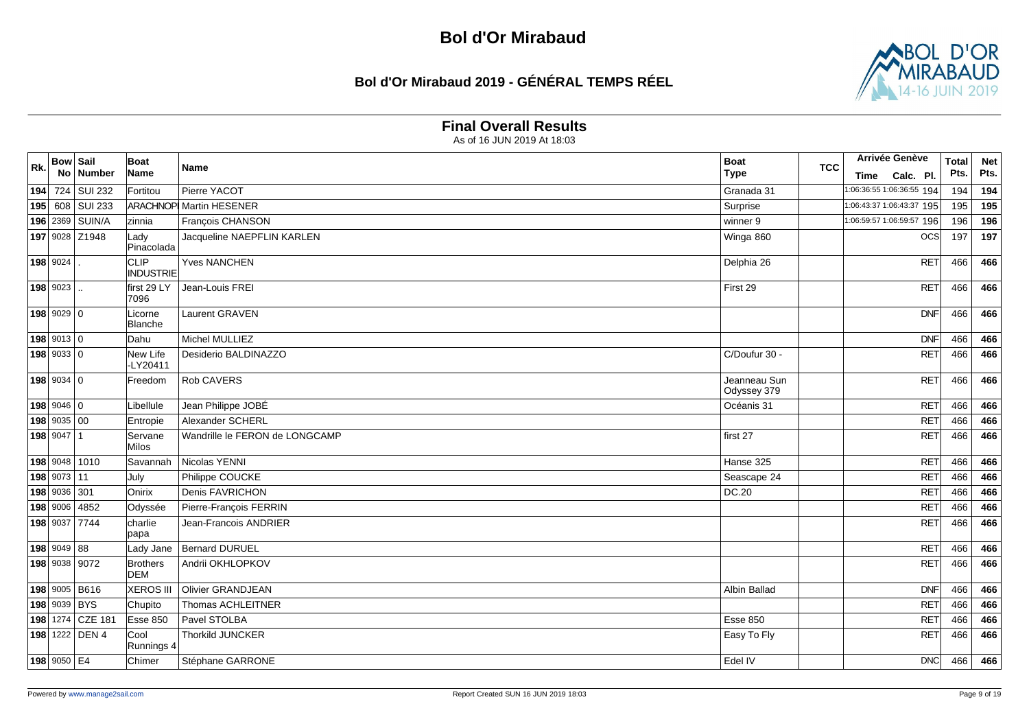# Bol d'Or Mirabaud

## Bol d'Or Mirabaud 2019 - GÉNÉRAL TEMPS RÉEL

### Final Overall Results

As of 16 JUN 2019 At 18:03

| Rk. | Bow No | Sail Number | Boat Name | Name | Boat Type | TCC | Arrivée Genève Time | Calc. | Pl. | Total Pts. | Net Pts. |
|---|---|---|---|---|---|---|---|---|---|---|---|
| 194 | 724 | SUI 232 | Fortitou | Pierre YACOT | Granada 31 | | 1:06:36:55 | 1:06:36:55 | 194 | 194 | 194 |
| 195 | 608 | SUI 233 | ARACHNOPI | Martin HESENER | Surprise | | 1:06:43:37 | 1:06:43:37 | 195 | 195 | 195 |
| 196 | 2369 | SUIN/A | zinnia | François CHANSON | winner 9 | | 1:06:59:57 | 1:06:59:57 | 196 | 196 | 196 |
| 197 | 9028 | Z1948 | Lady Pinacolada | Jacqueline NAEPFLIN KARLEN | Winga 860 | | | | OCS | 197 | 197 |
| 198 | 9024 | . | CLIP INDUSTRIE | Yves NANCHEN | Delphia 26 | | | | RET | 466 | 466 |
| 198 | 9023 | .. | first 29 LY 7096 | Jean-Louis FREI | First 29 | | | | RET | 466 | 466 |
| 198 | 9029 | 0 | Licorne Blanche | Laurent GRAVEN | | | | | DNF | 466 | 466 |
| 198 | 9013 | 0 | Dahu | Michel MULLIEZ | | | | | DNF | 466 | 466 |
| 198 | 9033 | 0 | New Life -LY20411 | Desiderio BALDINAZZO | C/Doufur 30 - | | | | RET | 466 | 466 |
| 198 | 9034 | 0 | Freedom | Rob CAVERS | Jeanneau Sun Odyssey 379 | | | | RET | 466 | 466 |
| 198 | 9046 | 0 | Libellule | Jean Philippe JOBÉ | Océanis 31 | | | | RET | 466 | 466 |
| 198 | 9035 | 00 | Entropie | Alexander SCHERL | | | | | RET | 466 | 466 |
| 198 | 9047 | 1 | Servane Milos | Wandrille le FERON de LONGCAMP | first 27 | | | | RET | 466 | 466 |
| 198 | 9048 | 1010 | Savannah | Nicolas YENNI | Hanse 325 | | | | RET | 466 | 466 |
| 198 | 9073 | 11 | July | Philippe COUCKE | Seascape 24 | | | | RET | 466 | 466 |
| 198 | 9036 | 301 | Onirix | Denis FAVRICHON | DC.20 | | | | RET | 466 | 466 |
| 198 | 9006 | 4852 | Odyssée | Pierre-François FERRIN | | | | | RET | 466 | 466 |
| 198 | 9037 | 7744 | charlie papa | Jean-Francois ANDRIER | | | | | RET | 466 | 466 |
| 198 | 9049 | 88 | Lady Jane | Bernard DURUEL | | | | | RET | 466 | 466 |
| 198 | 9038 | 9072 | Brothers DEM | Andrii OKHLOPKOV | | | | | RET | 466 | 466 |
| 198 | 9005 | B616 | XEROS III | Olivier GRANDJEAN | Albin Ballad | | | | DNF | 466 | 466 |
| 198 | 9039 | BYS | Chupito | Thomas ACHLEITNER | | | | | RET | 466 | 466 |
| 198 | 1274 | CZE 181 | Esse 850 | Pavel STOLBA | Esse 850 | | | | RET | 466 | 466 |
| 198 | 1222 | DEN 4 | Cool Runnings 4 | Thorkild JUNCKER | Easy To Fly | | | | RET | 466 | 466 |
| 198 | 9050 | E4 | Chimer | Stéphane GARRONE | Edel IV | | | | DNC | 466 | 466 |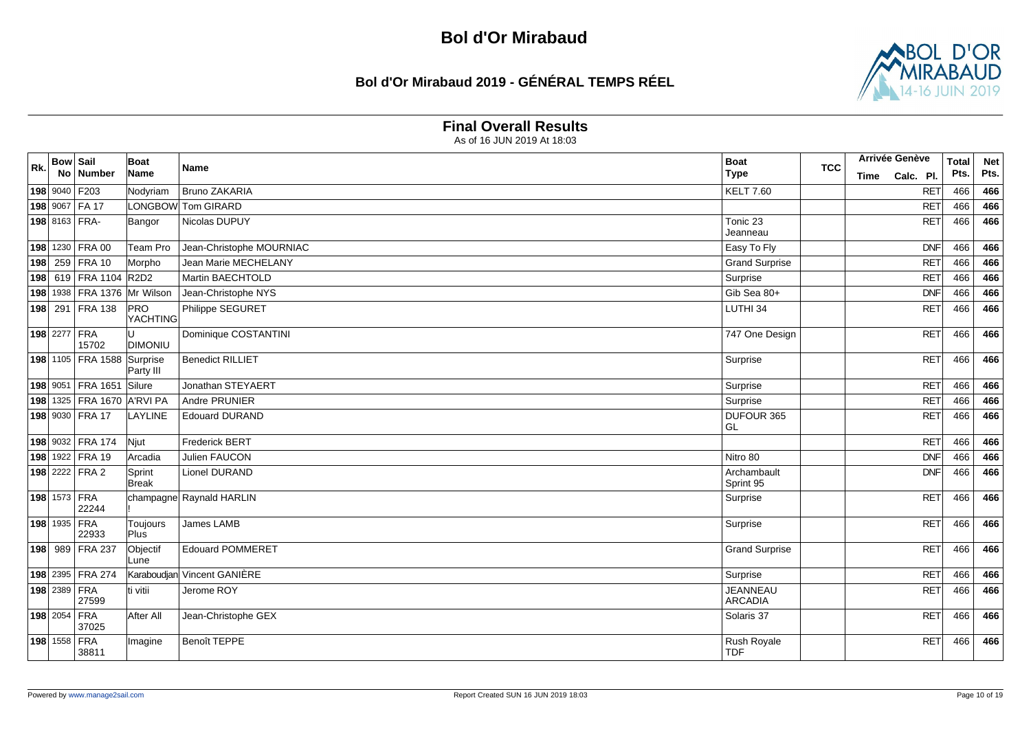# Bol d'Or Mirabaud

## Bol d'Or Mirabaud 2019 - GÉNÉRAL TEMPS RÉEL

### Final Overall Results

As of 16 JUN 2019 At 18:03

| Rk. | Bow No | Sail Number | Boat Name | Name | Boat Type | TCC | Arrivée Genève Time | Calc. | Pl. | Total Pts. | Net Pts. |
|---|---|---|---|---|---|---|---|---|---|---|---|
| 198 | 9040 | F203 | Nodyriam | Bruno ZAKARIA | KELT 7.60 | | | | RET | 466 | **466** |
| 198 | 9067 | FA 17 | LONGBOW | Tom GIRARD | | | | | RET | 466 | **466** |
| 198 | 8163 | FRA- | Bangor | Nicolas DUPUY | Tonic 23 Jeanneau | | | | RET | 466 | **466** |
| 198 | 1230 | FRA 00 | Team Pro | Jean-Christophe MOURNIAC | Easy To Fly | | | | DNF | 466 | **466** |
| 198 | 259 | FRA 10 | Morpho | Jean Marie MECHELANY | Grand Surprise | | | | RET | 466 | **466** |
| 198 | 619 | FRA 1104 | R2D2 | Martin BAECHTOLD | Surprise | | | | RET | 466 | **466** |
| 198 | 1938 | FRA 1376 | Mr Wilson | Jean-Christophe NYS | Gib Sea 80+ | | | | DNF | 466 | **466** |
| 198 | 291 | FRA 138 | PRO YACHTING | Philippe SEGURET | LUTHI 34 | | | | RET | 466 | **466** |
| 198 | 2277 | FRA 15702 | U DIMONIU | Dominique COSTANTINI | 747 One Design | | | | RET | 466 | **466** |
| 198 | 1105 | FRA 1588 | Surprise Party III | Benedict RILLIET | Surprise | | | | RET | 466 | **466** |
| 198 | 9051 | FRA 1651 | Silure | Jonathan STEYAERT | Surprise | | | | RET | 466 | **466** |
| 198 | 1325 | FRA 1670 | A'RVI PA | Andre PRUNIER | Surprise | | | | RET | 466 | **466** |
| 198 | 9030 | FRA 17 | LAYLINE | Edouard DURAND | DUFOUR 365 GL | | | | RET | 466 | **466** |
| 198 | 9032 | FRA 174 | Njut | Frederick BERT | | | | | RET | 466 | **466** |
| 198 | 1922 | FRA 19 | Arcadia | Julien FAUCON | Nitro 80 | | | | DNF | 466 | **466** |
| 198 | 2222 | FRA 2 | Sprint Break | Lionel DURAND | Archambault Sprint 95 | | | | DNF | 466 | **466** |
| 198 | 1573 | FRA 22244 | champagne ! | Raynald HARLIN | Surprise | | | | RET | 466 | **466** |
| 198 | 1935 | FRA 22933 | Toujours Plus | James LAMB | Surprise | | | | RET | 466 | **466** |
| 198 | 989 | FRA 237 | Objectif Lune | Edouard POMMERET | Grand Surprise | | | | RET | 466 | **466** |
| 198 | 2395 | FRA 274 | Karaboudjan | Vincent GANIÈRE | Surprise | | | | RET | 466 | **466** |
| 198 | 2389 | FRA 27599 | ti vitii | Jerome ROY | JEANNEAU ARCADIA | | | | RET | 466 | **466** |
| 198 | 2054 | FRA 37025 | After All | Jean-Christophe GEX | Solaris 37 | | | | RET | 466 | **466** |
| 198 | 1558 | FRA 38811 | Imagine | Benoît TEPPE | Rush Royale TDF | | | | RET | 466 | **466** |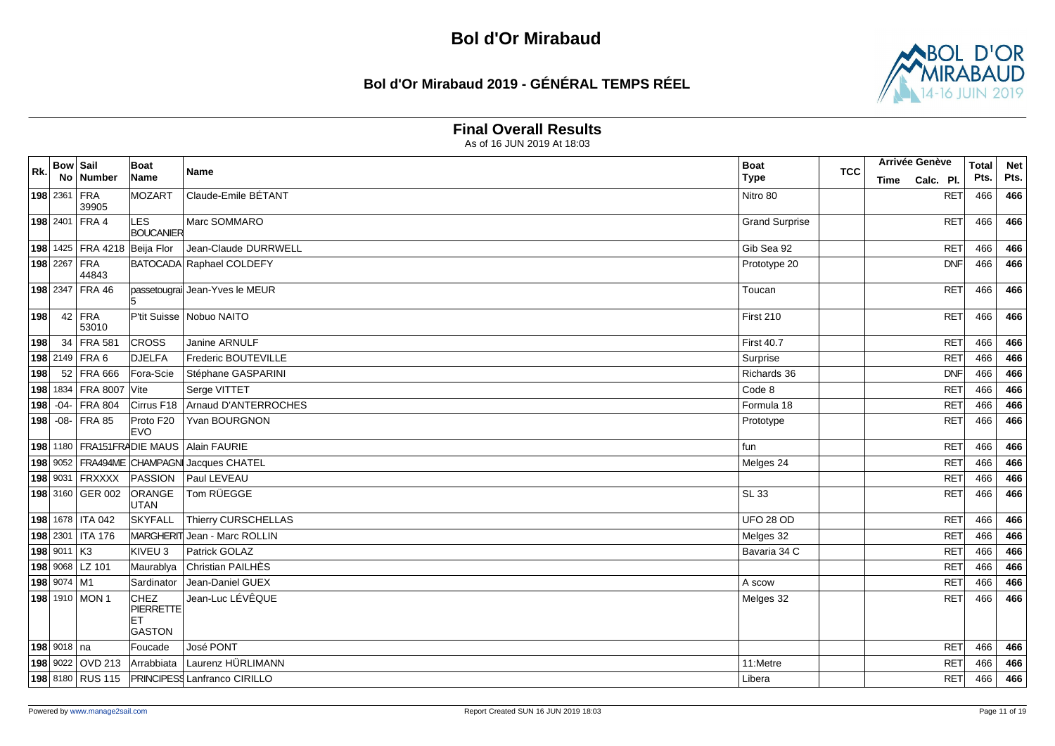# Bol d'Or Mirabaud

## Bol d'Or Mirabaud 2019 - GÉNÉRAL TEMPS RÉEL

### Final Overall Results

As of 16 JUN 2019 At 18:03

| Rk. | Bow No | Sail Number | Boat Name | Name | Boat Type | TCC | Arrivée Genève Time | Calc. Pl. | Total Pts. | Net Pts. |
|---|---|---|---|---|---|---|---|---|---|---|
| 198 | 2361 | FRA 39905 | MOZART | Claude-Emile BÉTANT | Nitro 80 | | | RET | 466 | 466 |
| 198 | 2401 | FRA 4 | LES BOUCANIER | Marc SOMMARO | Grand Surprise | | | RET | 466 | 466 |
| 198 | 1425 | FRA 4218 | Beija Flor | Jean-Claude DURRWELL | Gib Sea 92 | | | RET | 466 | 466 |
| 198 | 2267 | FRA 44843 | BATOCADA | Raphael COLDEFY | Prototype 20 | | | DNF | 466 | 466 |
| 198 | 2347 | FRA 46 | passetougrai 5 | Jean-Yves le MEUR | Toucan | | | RET | 466 | 466 |
| 198 | 42 | FRA 53010 | P'tit Suisse | Nobuo NAITO | First 210 | | | RET | 466 | 466 |
| 198 | 34 | FRA 581 | CROSS | Janine ARNULF | First 40.7 | | | RET | 466 | 466 |
| 198 | 2149 | FRA 6 | DJELFA | Frederic BOUTEVILLE | Surprise | | | RET | 466 | 466 |
| 198 | 52 | FRA 666 | Fora-Scie | Stéphane GASPARINI | Richards 36 | | | DNF | 466 | 466 |
| 198 | 1834 | FRA 8007 | Vite | Serge VITTET | Code 8 | | | RET | 466 | 466 |
| 198 | -04- | FRA 804 | Cirrus F18 | Arnaud D'ANTERROCHES | Formula 18 | | | RET | 466 | 466 |
| 198 | -08- | FRA 85 | Proto F20 EVO | Yvan BOURGNON | Prototype | | | RET | 466 | 466 |
| 198 | 1180 | FRA151FRA | DIE MAUS | Alain FAURIE | fun | | | RET | 466 | 466 |
| 198 | 9052 | FRA494ME | CHAMPAGNI | Jacques CHATEL | Melges 24 | | | RET | 466 | 466 |
| 198 | 9031 | FRXXXX | PASSION | Paul LEVEAU | | | | RET | 466 | 466 |
| 198 | 3160 | GER 002 | ORANGE UTAN | Tom RÜEGGE | SL 33 | | | RET | 466 | 466 |
| 198 | 1678 | ITA 042 | SKYFALL | Thierry CURSCHELLAS | UFO 28 OD | | | RET | 466 | 466 |
| 198 | 2301 | ITA 176 | MARGHERIT | Jean - Marc ROLLIN | Melges 32 | | | RET | 466 | 466 |
| 198 | 9011 | K3 | KIVEU 3 | Patrick GOLAZ | Bavaria 34 C | | | RET | 466 | 466 |
| 198 | 9068 | LZ 101 | Maurablya | Christian PAILHÈS | | | | RET | 466 | 466 |
| 198 | 9074 | M1 | Sardinator | Jean-Daniel GUEX | A scow | | | RET | 466 | 466 |
| 198 | 1910 | MON 1 | CHEZ PIERRETTE ET GASTON | Jean-Luc LÉVÊQUE | Melges 32 | | | RET | 466 | 466 |
| 198 | 9018 | na | Foucade | José PONT | | | | RET | 466 | 466 |
| 198 | 9022 | OVD 213 | Arrabbiata | Laurenz HÜRLIMANN | 11:Metre | | | RET | 466 | 466 |
| 198 | 8180 | RUS 115 | PRINCIPESS | Lanfranco CIRILLO | Libera | | | RET | 466 | 466 |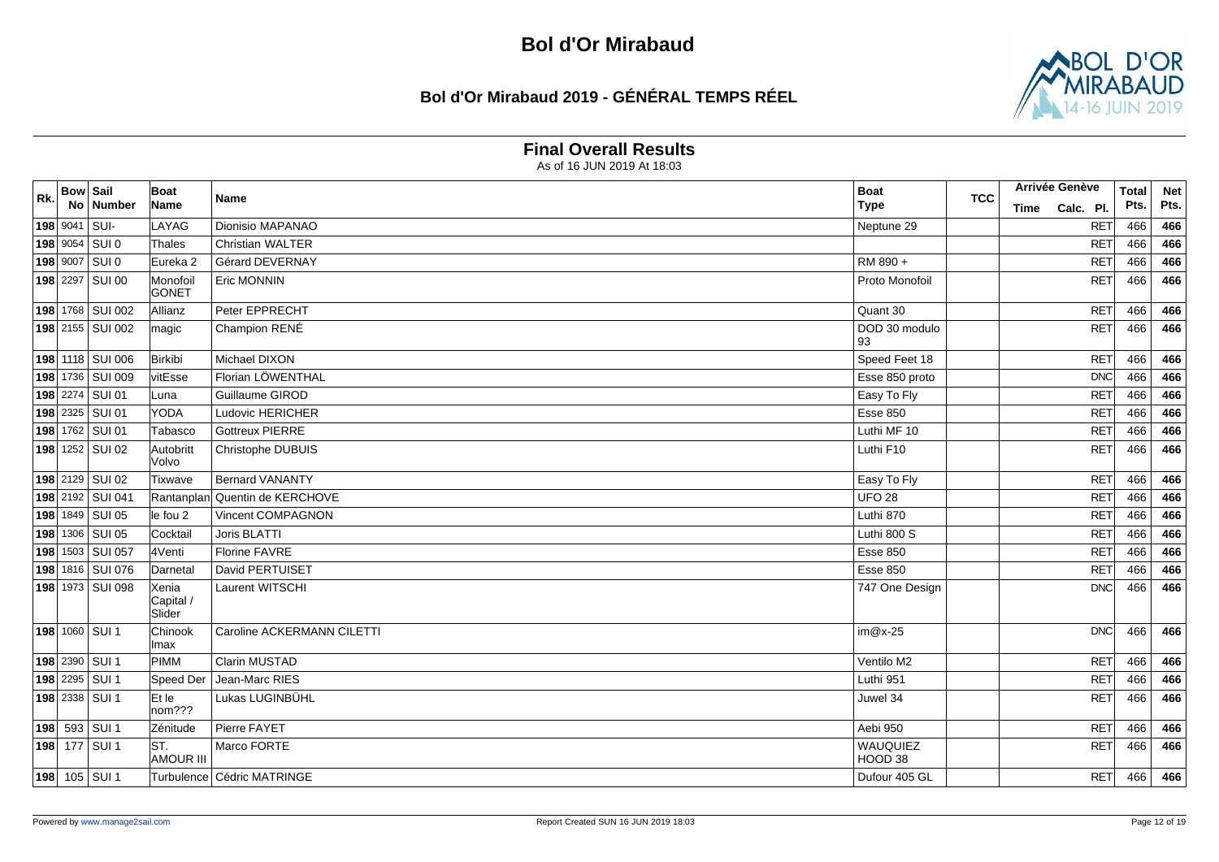# Bol d'Or Mirabaud

## Bol d'Or Mirabaud 2019 - GÉNÉRAL TEMPS RÉEL

### Final Overall Results

As of 16 JUN 2019 At 18:03

| Rk. | Bow No | Sail Number | Boat Name | Name | Boat Type | TCC | Arrivée Genève Time | Calc. | Pl. | Total Pts. | Net Pts. |
|---|---|---|---|---|---|---|---|---|---|---|---|
| 198 | 9041 | SUI- | LAYAG | Dionisio MAPANAO | Neptune 29 | | | | RET | 466 | 466 |
| 198 | 9054 | SUI 0 | Thales | Christian WALTER | | | | | RET | 466 | 466 |
| 198 | 9007 | SUI 0 | Eureka 2 | Gérard DEVERNAY | RM 890 + | | | | RET | 466 | 466 |
| 198 | 2297 | SUI 00 | Monofoil GONET | Eric MONNIN | Proto Monofoil | | | | RET | 466 | 466 |
| 198 | 1768 | SUI 002 | Allianz | Peter EPPRECHT | Quant 30 | | | | RET | 466 | 466 |
| 198 | 2155 | SUI 002 | magic | Champion RENÉ | DOD 30 modulo 93 | | | | RET | 466 | 466 |
| 198 | 1118 | SUI 006 | Birkibi | Michael DIXON | Speed Feet 18 | | | | RET | 466 | 466 |
| 198 | 1736 | SUI 009 | vitEsse | Florian LÖWENTHAL | Esse 850 proto | | | | DNC | 466 | 466 |
| 198 | 2274 | SUI 01 | Luna | Guillaume GIROD | Easy To Fly | | | | RET | 466 | 466 |
| 198 | 2325 | SUI 01 | YODA | Ludovic HERICHER | Esse 850 | | | | RET | 466 | 466 |
| 198 | 1762 | SUI 01 | Tabasco | Gottreux PIERRE | Luthi MF 10 | | | | RET | 466 | 466 |
| 198 | 1252 | SUI 02 | Autobritt Volvo | Christophe DUBUIS | Luthi F10 | | | | RET | 466 | 466 |
| 198 | 2129 | SUI 02 | Tixwave | Bernard VANANTY | Easy To Fly | | | | RET | 466 | 466 |
| 198 | 2192 | SUI 041 | Rantanplan | Quentin de KERCHOVE | UFO 28 | | | | RET | 466 | 466 |
| 198 | 1849 | SUI 05 | le fou 2 | Vincent COMPAGNON | Luthi 870 | | | | RET | 466 | 466 |
| 198 | 1306 | SUI 05 | Cocktail | Joris BLATTI | Luthi 800 S | | | | RET | 466 | 466 |
| 198 | 1503 | SUI 057 | 4Venti | Florine FAVRE | Esse 850 | | | | RET | 466 | 466 |
| 198 | 1816 | SUI 076 | Darnetal | David PERTUISET | Esse 850 | | | | RET | 466 | 466 |
| 198 | 1973 | SUI 098 | Xenia Capital / Slider | Laurent WITSCHI | 747 One Design | | | | DNC | 466 | 466 |
| 198 | 1060 | SUI 1 | Chinook lmax | Caroline ACKERMANN CILETTI | im@x-25 | | | | DNC | 466 | 466 |
| 198 | 2390 | SUI 1 | PIMM | Clarin MUSTAD | Ventilo M2 | | | | RET | 466 | 466 |
| 198 | 2295 | SUI 1 | Speed Der | Jean-Marc RIES | Luthi 951 | | | | RET | 466 | 466 |
| 198 | 2338 | SUI 1 | Et le nom??? | Lukas LUGINBÜHL | Juwel 34 | | | | RET | 466 | 466 |
| 198 | 593 | SUI 1 | Zénitude | Pierre FAYET | Aebi 950 | | | | RET | 466 | 466 |
| 198 | 177 | SUI 1 | ST. AMOUR III | Marco FORTE | WAUQUIEZ HOOD 38 | | | | RET | 466 | 466 |
| 198 | 105 | SUI 1 | Turbulence | Cédric MATRINGE | Dufour 405 GL | | | | RET | 466 | 466 |

Powered by www.manage2sail.com

Report Created SUN 16 JUN 2019 18:03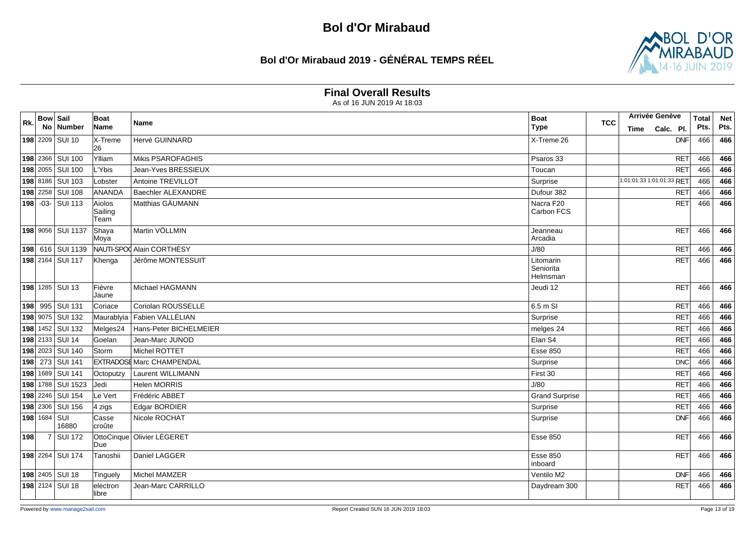# Bol d'Or Mirabaud

## Bol d'Or Mirabaud 2019 - GÉNÉRAL TEMPS RÉEL

### Final Overall Results

As of 16 JUN 2019 At 18:03

| Rk. | Bow No | Sail Number | Boat Name | Name | Boat Type | TCC | Arrivée Genève Time | Calc. | Pl. | Total Pts. | Net Pts. |
|---|---|---|---|---|---|---|---|---|---|---|---|
| 198 | 2209 | SUI 10 | X-Treme 26 | Hervé GUINNARD | X-Treme 26 | | | | DNF | 466 | 466 |
| 198 | 2366 | SUI 100 | Ylliam | Mikis PSAROFAGHIS | Psaros 33 | | | | RET | 466 | 466 |
| 198 | 2055 | SUI 100 | L'Ybis | Jean-Yves BRESSIEUX | Toucan | | | | RET | 466 | 466 |
| 198 | 8186 | SUI 103 | Lobster | Antoine TREVILLOT | Surprise | | 1:01:01:33 | 1:01:01:33 | RET | 466 | 466 |
| 198 | 2258 | SUI 108 | ANANDA | Baechler ALEXANDRE | Dufour 382 | | | | RET | 466 | 466 |
| 198 | -03- | SUI 113 | Aiolos Sailing Team | Matthias GÄUMANN | Nacra F20 Carbon FCS | | | | RET | 466 | 466 |
| 198 | 9056 | SUI 1137 | Shaya Moya | Martin VÖLLMIN | Jeanneau Arcadia | | | | RET | 466 | 466 |
| 198 | 616 | SUI 1139 | NAUTI-SPOC | Alain CORTHÉSY | J/80 | | | | RET | 466 | 466 |
| 198 | 2164 | SUI 117 | Khenga | Jérôme MONTESSUIT | Litomarin Seniorita Helmsman | | | | RET | 466 | 466 |
| 198 | 1285 | SUI 13 | Fièvre Jaune | Michael HAGMANN | Jeudi 12 | | | | RET | 466 | 466 |
| 198 | 995 | SUI 131 | Coriace | Coriolan ROUSSELLE | 6.5 m SI | | | | RET | 466 | 466 |
| 198 | 9075 | SUI 132 | Maurablyia | Fabien VALLÉLIAN | Surprise | | | | RET | 466 | 466 |
| 198 | 1452 | SUI 132 | Melges24 | Hans-Peter BICHELMEIER | melges 24 | | | | RET | 466 | 466 |
| 198 | 2133 | SUI 14 | Goelan | Jean-Marc JUNOD | Elan S4 | | | | RET | 466 | 466 |
| 198 | 2023 | SUI 140 | Storm | Michel ROTTET | Esse 850 | | | | RET | 466 | 466 |
| 198 | 273 | SUI 141 | EXTRADOSE | Marc CHAMPENDAL | Surprise | | | | DNC | 466 | 466 |
| 198 | 1689 | SUI 141 | Octoputzy | Laurent WILLIMANN | First 30 | | | | RET | 466 | 466 |
| 198 | 1788 | SUI 1523 | Jedi | Helen MORRIS | J/80 | | | | RET | 466 | 466 |
| 198 | 2246 | SUI 154 | Le Vert | Frédéric ABBET | Grand Surprise | | | | RET | 466 | 466 |
| 198 | 2306 | SUI 156 | 4 zigs | Edgar BORDIER | Surprise | | | | RET | 466 | 466 |
| 198 | 1684 | SUI 16880 | Casse croûte | Nicole ROCHAT | Surprise | | | | DNF | 466 | 466 |
| 198 | 7 | SUI 172 | OttoCinque Due | Olivier LÉGERET | Esse 850 | | | | RET | 466 | 466 |
| 198 | 2264 | SUI 174 | Tanoshii | Daniel LAGGER | Esse 850 inboard | | | | RET | 466 | 466 |
| 198 | 2405 | SUI 18 | Tinguely | Michel MAMZER | Ventilo M2 | | | | DNF | 466 | 466 |
| 198 | 2124 | SUI 18 | electron libre | Jean-Marc CARRILLO | Daydream 300 | | | | RET | 466 | 466 |

Powered by www.manage2sail.com

Report Created SUN 16 JUN 2019 18:03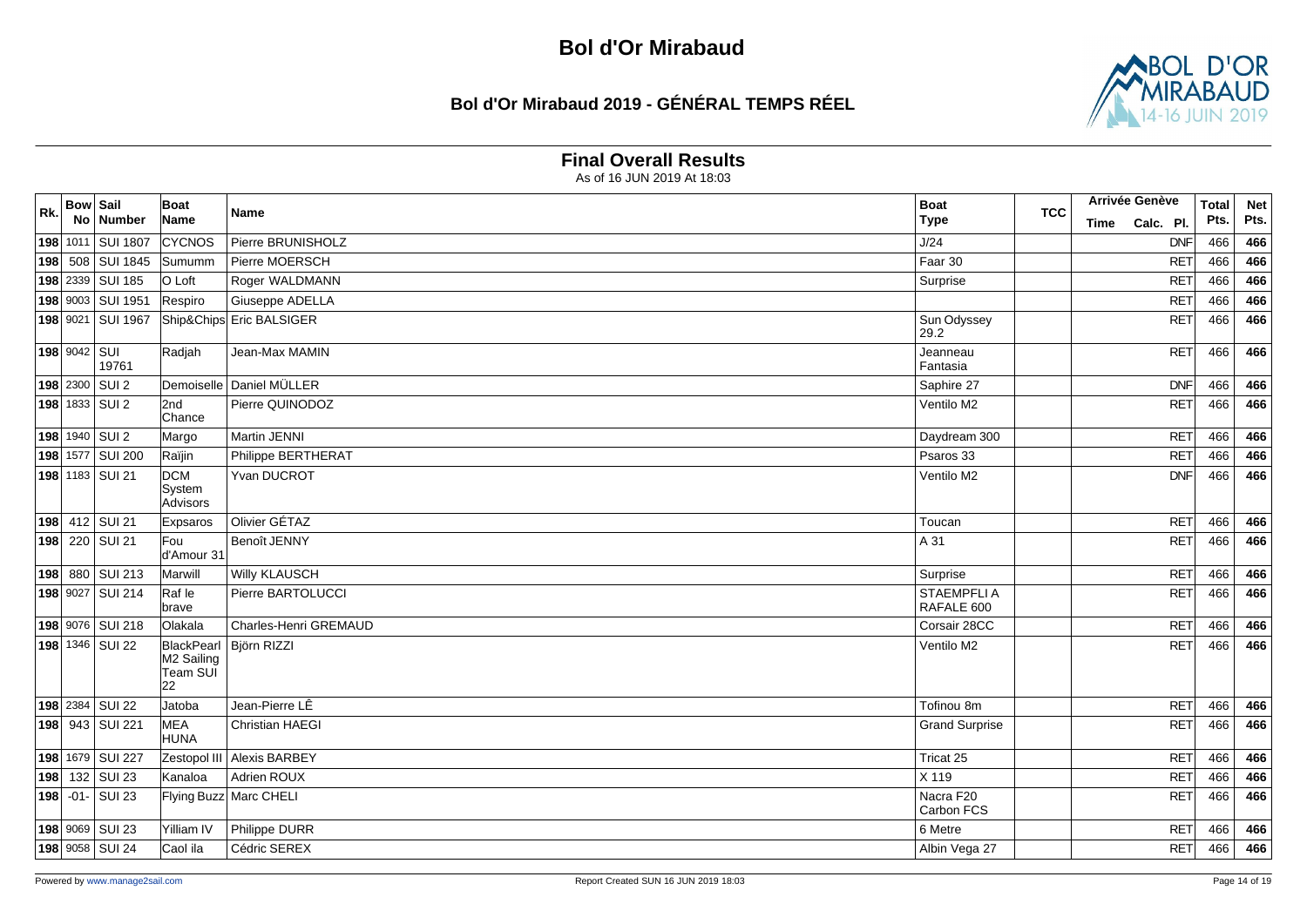# Bol d'Or Mirabaud

## Bol d'Or Mirabaud 2019 - GÉNÉRAL TEMPS RÉEL

### Final Overall Results

As of 16 JUN 2019 At 18:03

| Rk. | Bow No | Sail Number | Boat Name | Name | Boat Type | TCC | Arrivée Genève Time | Calc. Pl. | Total Pts. | Net Pts. |
|---|---|---|---|---|---|---|---|---|---|---|
| 198 | 1011 | SUI 1807 | CYCNOS | Pierre BRUNISHOLZ | J/24 | | | DNF | 466 | 466 |
| 198 | 508 | SUI 1845 | Sumumm | Pierre MOERSCH | Faar 30 | | | RET | 466 | 466 |
| 198 | 2339 | SUI 185 | O Loft | Roger WALDMANN | Surprise | | | RET | 466 | 466 |
| 198 | 9003 | SUI 1951 | Respiro | Giuseppe ADELLA | | | | RET | 466 | 466 |
| 198 | 9021 | SUI 1967 | Ship&Chips | Eric BALSIGER | Sun Odyssey 29.2 | | | RET | 466 | 466 |
| 198 | 9042 | SUI 19761 | Radjah | Jean-Max MAMIN | Jeanneau Fantasia | | | RET | 466 | 466 |
| 198 | 2300 | SUI 2 | Demoiselle | Daniel MÜLLER | Saphire 27 | | | DNF | 466 | 466 |
| 198 | 1833 | SUI 2 | 2nd Chance | Pierre QUINODOZ | Ventilo M2 | | | RET | 466 | 466 |
| 198 | 1940 | SUI 2 | Margo | Martin JENNI | Daydream 300 | | | RET | 466 | 466 |
| 198 | 1577 | SUI 200 | Raïjin | Philippe BERTHERAT | Psaros 33 | | | RET | 466 | 466 |
| 198 | 1183 | SUI 21 | DCM System Advisors | Yvan DUCROT | Ventilo M2 | | | DNF | 466 | 466 |
| 198 | 412 | SUI 21 | Expsaros | Olivier GÉTAZ | Toucan | | | RET | 466 | 466 |
| 198 | 220 | SUI 21 | Fou d'Amour 31 | Benoît JENNY | A 31 | | | RET | 466 | 466 |
| 198 | 880 | SUI 213 | Marwill | Willy KLAUSCH | Surprise | | | RET | 466 | 466 |
| 198 | 9027 | SUI 214 | Raf le brave | Pierre BARTOLUCCI | STAEMPFLI A RAFALE 600 | | | RET | 466 | 466 |
| 198 | 9076 | SUI 218 | Olakala | Charles-Henri GREMAUD | Corsair 28CC | | | RET | 466 | 466 |
| 198 | 1346 | SUI 22 | BlackPearl M2 Sailing Team SUI 22 | Björn RIZZI | Ventilo M2 | | | RET | 466 | 466 |
| 198 | 2384 | SUI 22 | Jatoba | Jean-Pierre LÊ | Tofinou 8m | | | RET | 466 | 466 |
| 198 | 943 | SUI 221 | MEA HUNA | Christian HAEGI | Grand Surprise | | | RET | 466 | 466 |
| 198 | 1679 | SUI 227 | Zestopol III | Alexis BARBEY | Tricat 25 | | | RET | 466 | 466 |
| 198 | 132 | SUI 23 | Kanaloa | Adrien ROUX | X 119 | | | RET | 466 | 466 |
| 198 | -01- | SUI 23 | Flying Buzz | Marc CHELI | Nacra F20 Carbon FCS | | | RET | 466 | 466 |
| 198 | 9069 | SUI 23 | Yilliam IV | Philippe DURR | 6 Metre | | | RET | 466 | 466 |
| 198 | 9058 | SUI 24 | Caol ila | Cédric SEREX | Albin Vega 27 | | | RET | 466 | 466 |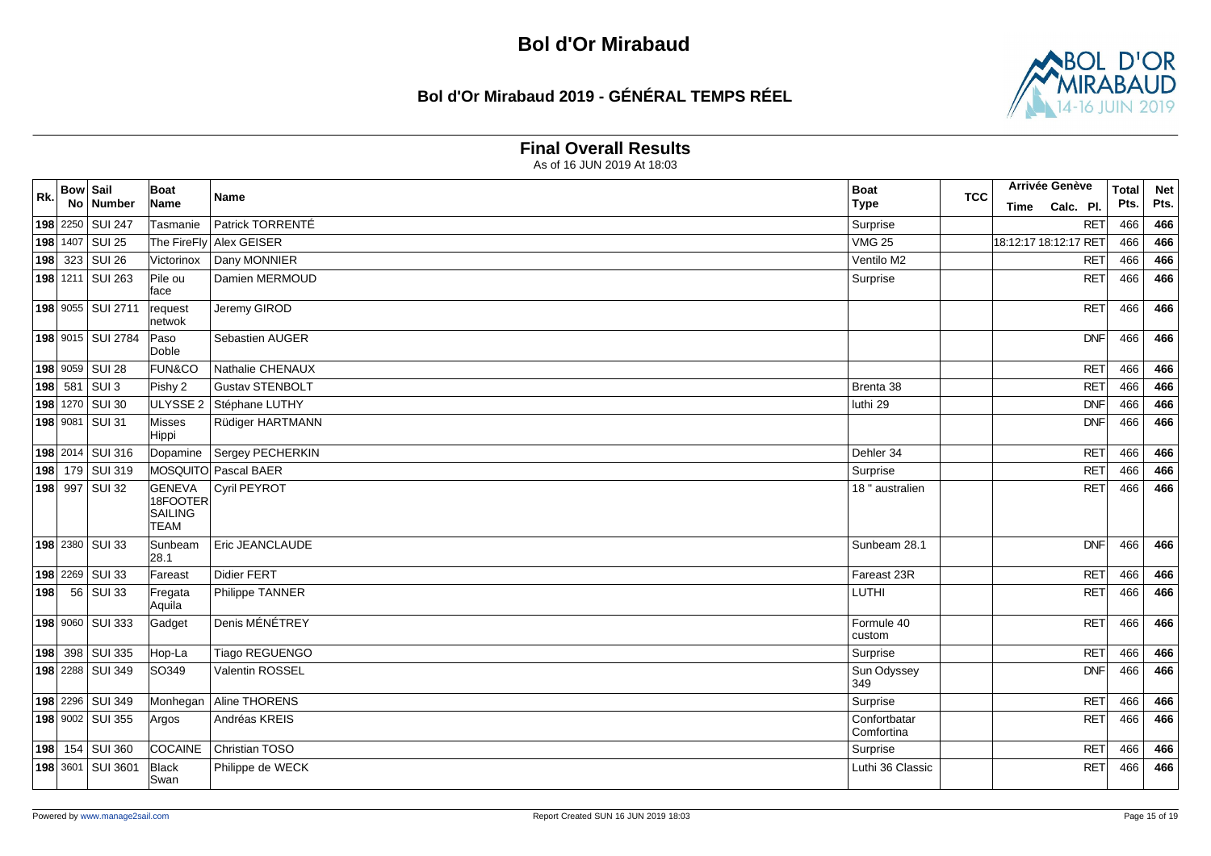# Bol d'Or Mirabaud

## Bol d'Or Mirabaud 2019 - GÉNÉRAL TEMPS RÉEL

### Final Overall Results

As of 16 JUN 2019 At 18:03

| Rk. | Bow No | Sail Number | Boat Name | Name | Boat Type | TCC | Arrivée Genève Time | Calc. | Pl. | Total Pts. | Net Pts. |
|---|---|---|---|---|---|---|---|---|---|---|---|
| **198** | 2250 | SUI 247 | Tasmanie | Patrick TORRENTÉ | Surprise | | | | RET | 466 | **466** |
| **198** | 1407 | SUI 25 | The FireFly | Alex GEISER | VMG 25 | | 18:12:17 | 18:12:17 | RET | 466 | **466** |
| **198** | 323 | SUI 26 | Victorinox | Dany MONNIER | Ventilo M2 | | | | RET | 466 | **466** |
| **198** | 1211 | SUI 263 | Pile ou face | Damien MERMOUD | Surprise | | | | RET | 466 | **466** |
| **198** | 9055 | SUI 2711 | request netwok | Jeremy GIROD | | | | | RET | 466 | **466** |
| **198** | 9015 | SUI 2784 | Paso Doble | Sebastien AUGER | | | | | DNF | 466 | **466** |
| **198** | 9059 | SUI 28 | FUN&CO | Nathalie CHENAUX | | | | | RET | 466 | **466** |
| **198** | 581 | SUI 3 | Pishy 2 | Gustav STENBOLT | Brenta 38 | | | | RET | 466 | **466** |
| **198** | 1270 | SUI 30 | ULYSSE 2 | Stéphane LUTHY | luthi 29 | | | | DNF | 466 | **466** |
| **198** | 9081 | SUI 31 | Misses Hippi | Rüdiger HARTMANN | | | | | DNF | 466 | **466** |
| **198** | 2014 | SUI 316 | Dopamine | Sergey PECHERKIN | Dehler 34 | | | | RET | 466 | **466** |
| **198** | 179 | SUI 319 | MOSQUITO | Pascal BAER | Surprise | | | | RET | 466 | **466** |
| **198** | 997 | SUI 32 | GENEVA 18FOOTER SAILING TEAM | Cyril PEYROT | 18 " australien | | | | RET | 466 | **466** |
| **198** | 2380 | SUI 33 | Sunbeam 28.1 | Eric JEANCLAUDE | Sunbeam 28.1 | | | | DNF | 466 | **466** |
| **198** | 2269 | SUI 33 | Fareast | Didier FERT | Fareast 23R | | | | RET | 466 | **466** |
| **198** | 56 | SUI 33 | Fregata Aquila | Philippe TANNER | LUTHI | | | | RET | 466 | **466** |
| **198** | 9060 | SUI 333 | Gadget | Denis MÉNÉTREY | Formule 40 custom | | | | RET | 466 | **466** |
| **198** | 398 | SUI 335 | Hop-La | Tiago REGUENGO | Surprise | | | | RET | 466 | **466** |
| **198** | 2288 | SUI 349 | SO349 | Valentin ROSSEL | Sun Odyssey 349 | | | | DNF | 466 | **466** |
| **198** | 2296 | SUI 349 | Monhegan | Aline THORENS | Surprise | | | | RET | 466 | **466** |
| **198** | 9002 | SUI 355 | Argos | Andréas KREIS | Confortbatar Comfortina | | | | RET | 466 | **466** |
| **198** | 154 | SUI 360 | COCAINE | Christian TOSO | Surprise | | | | RET | 466 | **466** |
| **198** | 3601 | SUI 3601 | Black Swan | Philippe de WECK | Luthi 36 Classic | | | | RET | 466 | **466** |

Powered by www.manage2sail.com

Report Created SUN 16 JUN 2019 18:03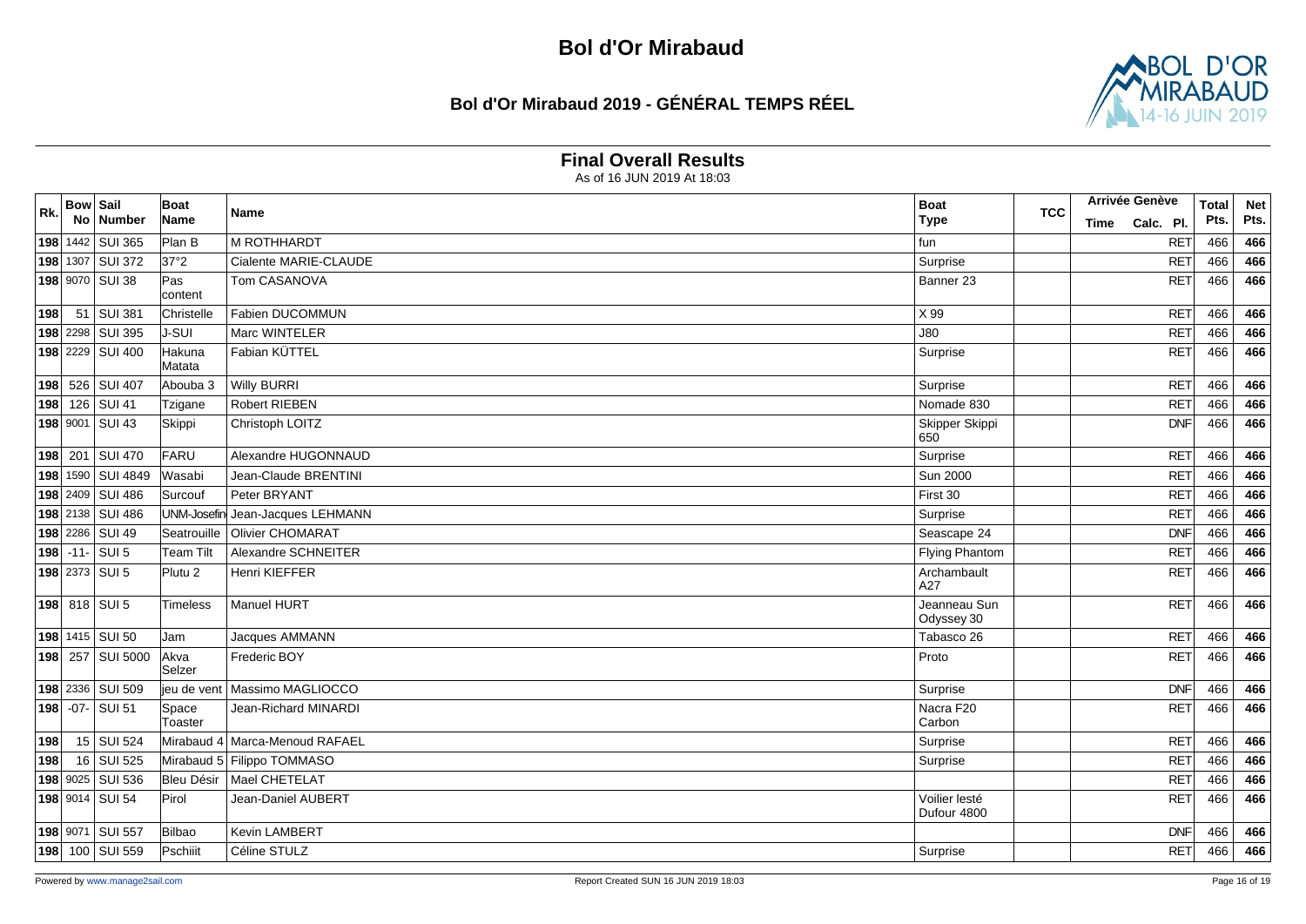# Bol d'Or Mirabaud

## Bol d'Or Mirabaud 2019 - GÉNÉRAL TEMPS RÉEL

### Final Overall Results

As of 16 JUN 2019 At 18:03

| Rk. | Bow No | Sail Number | Boat Name | Name | Boat Type | TCC | Arrivée Genève Time | Calc. | Pl. | Total Pts. | Net Pts. |
|---|---|---|---|---|---|---|---|---|---|---|---|
| 198 | 1442 | SUI 365 | Plan B | M ROTHHARDT | fun | | | | RET | 466 | 466 |
| 198 | 1307 | SUI 372 | 37°2 | Cialente MARIE-CLAUDE | Surprise | | | | RET | 466 | 466 |
| 198 | 9070 | SUI 38 | Pas content | Tom CASANOVA | Banner 23 | | | | RET | 466 | 466 |
| 198 | 51 | SUI 381 | Christelle | Fabien DUCOMMUN | X 99 | | | | RET | 466 | 466 |
| 198 | 2298 | SUI 395 | J-SUI | Marc WINTELER | J80 | | | | RET | 466 | 466 |
| 198 | 2229 | SUI 400 | Hakuna Matata | Fabian KÜTTEL | Surprise | | | | RET | 466 | 466 |
| 198 | 526 | SUI 407 | Abouba 3 | Willy BURRI | Surprise | | | | RET | 466 | 466 |
| 198 | 126 | SUI 41 | Tzigane | Robert RIEBEN | Nomade 830 | | | | RET | 466 | 466 |
| 198 | 9001 | SUI 43 | Skippi | Christoph LOITZ | Skipper Skippi 650 | | | | DNF | 466 | 466 |
| 198 | 201 | SUI 470 | FARU | Alexandre HUGONNAUD | Surprise | | | | RET | 466 | 466 |
| 198 | 1590 | SUI 4849 | Wasabi | Jean-Claude BRENTINI | Sun 2000 | | | | RET | 466 | 466 |
| 198 | 2409 | SUI 486 | Surcouf | Peter BRYANT | First 30 | | | | RET | 466 | 466 |
| 198 | 2138 | SUI 486 | UNM-Josefin | Jean-Jacques LEHMANN | Surprise | | | | RET | 466 | 466 |
| 198 | 2286 | SUI 49 | Seatrouille | Olivier CHOMARAT | Seascape 24 | | | | DNF | 466 | 466 |
| 198 | -11- | SUI 5 | Team Tilt | Alexandre SCHNEITER | Flying Phantom | | | | RET | 466 | 466 |
| 198 | 2373 | SUI 5 | Plutu 2 | Henri KIEFFER | Archambault A27 | | | | RET | 466 | 466 |
| 198 | 818 | SUI 5 | Timeless | Manuel HURT | Jeanneau Sun Odyssey 30 | | | | RET | 466 | 466 |
| 198 | 1415 | SUI 50 | Jam | Jacques AMMANN | Tabasco 26 | | | | RET | 466 | 466 |
| 198 | 257 | SUI 5000 | Akva Selzer | Frederic BOY | Proto | | | | RET | 466 | 466 |
| 198 | 2336 | SUI 509 | jeu de vent | Massimo MAGLIOCCO | Surprise | | | | DNF | 466 | 466 |
| 198 | -07- | SUI 51 | Space Toaster | Jean-Richard MINARDI | Nacra F20 Carbon | | | | RET | 466 | 466 |
| 198 | 15 | SUI 524 | Mirabaud 4 | Marca-Menoud RAFAEL | Surprise | | | | RET | 466 | 466 |
| 198 | 16 | SUI 525 | Mirabaud 5 | Filippo TOMMASO | Surprise | | | | RET | 466 | 466 |
| 198 | 9025 | SUI 536 | Bleu Désir | Mael CHETELAT | | | | | RET | 466 | 466 |
| 198 | 9014 | SUI 54 | Pirol | Jean-Daniel AUBERT | Voilier lesté Dufour 4800 | | | | RET | 466 | 466 |
| 198 | 9071 | SUI 557 | Bilbao | Kevin LAMBERT | | | | | DNF | 466 | 466 |
| 198 | 100 | SUI 559 | Pschiiit | Céline STULZ | Surprise | | | | RET | 466 | 466 |

Powered by www.manage2sail.com

Report Created SUN 16 JUN 2019 18:03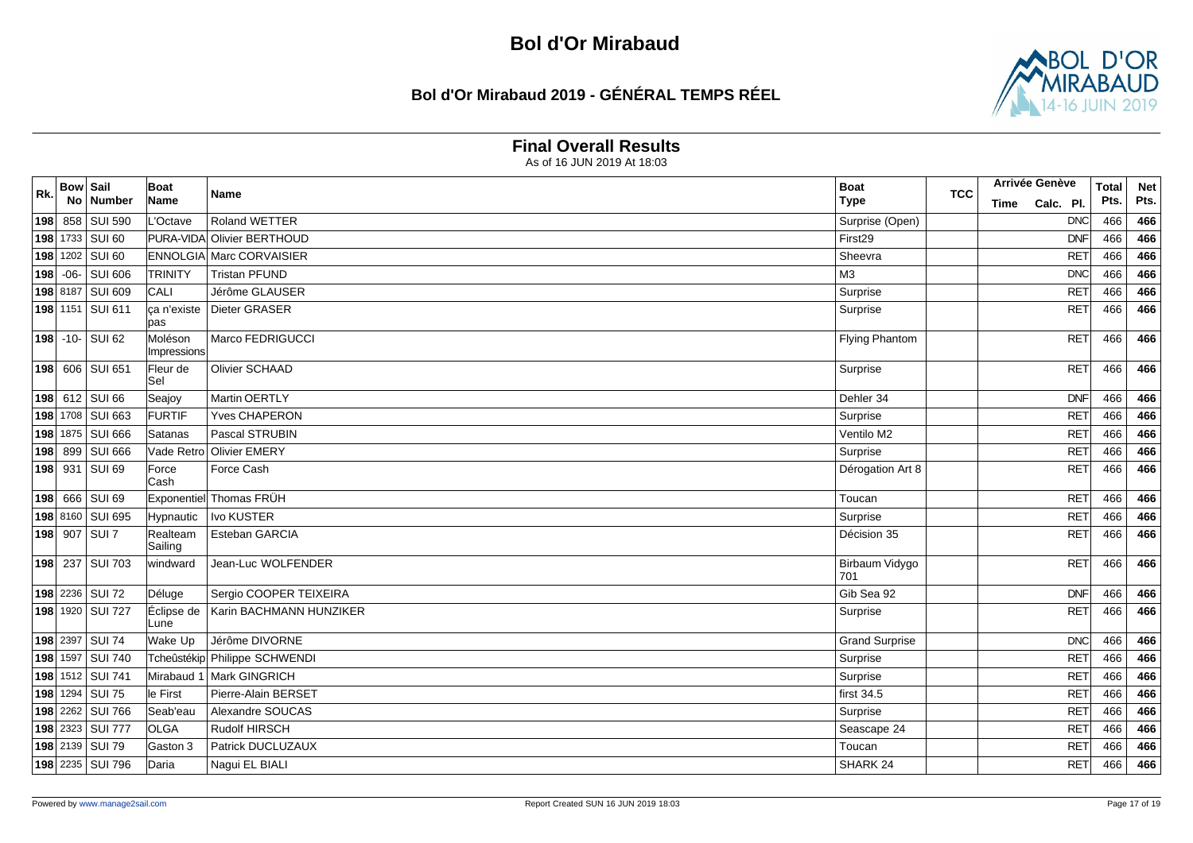# Bol d'Or Mirabaud

## Bol d'Or Mirabaud 2019 - GÉNÉRAL TEMPS RÉEL

### Final Overall Results

As of 16 JUN 2019 At 18:03

| Rk. | Bow No | Sail Number | Boat Name | Name | Boat Type | TCC | Arrivée Genève Time | Calc. | Pl. | Total Pts. | Net Pts. |
|---|---|---|---|---|---|---|---|---|---|---|---|
| 198 | 858 | SUI 590 | L'Octave | Roland WETTER | Surprise (Open) | | | | DNC | 466 | 466 |
| 198 | 1733 | SUI 60 | PURA-VIDA | Olivier BERTHOUD | First29 | | | | DNF | 466 | 466 |
| 198 | 1202 | SUI 60 | ENNOLGIA | Marc CORVAISIER | Sheevra | | | | RET | 466 | 466 |
| 198 | -06- | SUI 606 | TRINITY | Tristan PFUND | M3 | | | | DNC | 466 | 466 |
| 198 | 8187 | SUI 609 | CALI | Jérôme GLAUSER | Surprise | | | | RET | 466 | 466 |
| 198 | 1151 | SUI 611 | ça n'existe pas | Dieter GRASER | Surprise | | | | RET | 466 | 466 |
| 198 | -10- | SUI 62 | Moléson Impressions | Marco FEDRIGUCCI | Flying Phantom | | | | RET | 466 | 466 |
| 198 | 606 | SUI 651 | Fleur de Sel | Olivier SCHAAD | Surprise | | | | RET | 466 | 466 |
| 198 | 612 | SUI 66 | Seajoy | Martin OERTLY | Dehler 34 | | | | DNF | 466 | 466 |
| 198 | 1708 | SUI 663 | FURTIF | Yves CHAPERON | Surprise | | | | RET | 466 | 466 |
| 198 | 1875 | SUI 666 | Satanas | Pascal STRUBIN | Ventilo M2 | | | | RET | 466 | 466 |
| 198 | 899 | SUI 666 | Vade Retro | Olivier EMERY | Surprise | | | | RET | 466 | 466 |
| 198 | 931 | SUI 69 | Force Cash | Force Cash | Dérogation Art 8 | | | | RET | 466 | 466 |
| 198 | 666 | SUI 69 | Exponentiel | Thomas FRÜH | Toucan | | | | RET | 466 | 466 |
| 198 | 8160 | SUI 695 | Hypnautic | Ivo KUSTER | Surprise | | | | RET | 466 | 466 |
| 198 | 907 | SUI 7 | Realteam Sailing | Esteban GARCIA | Décision 35 | | | | RET | 466 | 466 |
| 198 | 237 | SUI 703 | windward | Jean-Luc WOLFENDER | Birbaum Vidygo 701 | | | | RET | 466 | 466 |
| 198 | 2236 | SUI 72 | Déluge | Sergio COOPER TEIXEIRA | Gib Sea 92 | | | | DNF | 466 | 466 |
| 198 | 1920 | SUI 727 | Éclipse de Lune | Karin BACHMANN HUNZIKER | Surprise | | | | RET | 466 | 466 |
| 198 | 2397 | SUI 74 | Wake Up | Jérôme DIVORNE | Grand Surprise | | | | DNC | 466 | 466 |
| 198 | 1597 | SUI 740 | Tcheûstékip | Philippe SCHWENDI | Surprise | | | | RET | 466 | 466 |
| 198 | 1512 | SUI 741 | Mirabaud 1 | Mark GINGRICH | Surprise | | | | RET | 466 | 466 |
| 198 | 1294 | SUI 75 | le First | Pierre-Alain BERSET | first 34.5 | | | | RET | 466 | 466 |
| 198 | 2262 | SUI 766 | Seab'eau | Alexandre SOUCAS | Surprise | | | | RET | 466 | 466 |
| 198 | 2323 | SUI 777 | OLGA | Rudolf HIRSCH | Seascape 24 | | | | RET | 466 | 466 |
| 198 | 2139 | SUI 79 | Gaston 3 | Patrick DUCLUZAUX | Toucan | | | | RET | 466 | 466 |
| 198 | 2235 | SUI 796 | Daria | Nagui EL BIALI | SHARK 24 | | | | RET | 466 | 466 |

Powered by www.manage2sail.com

Report Created SUN 16 JUN 2019 18:03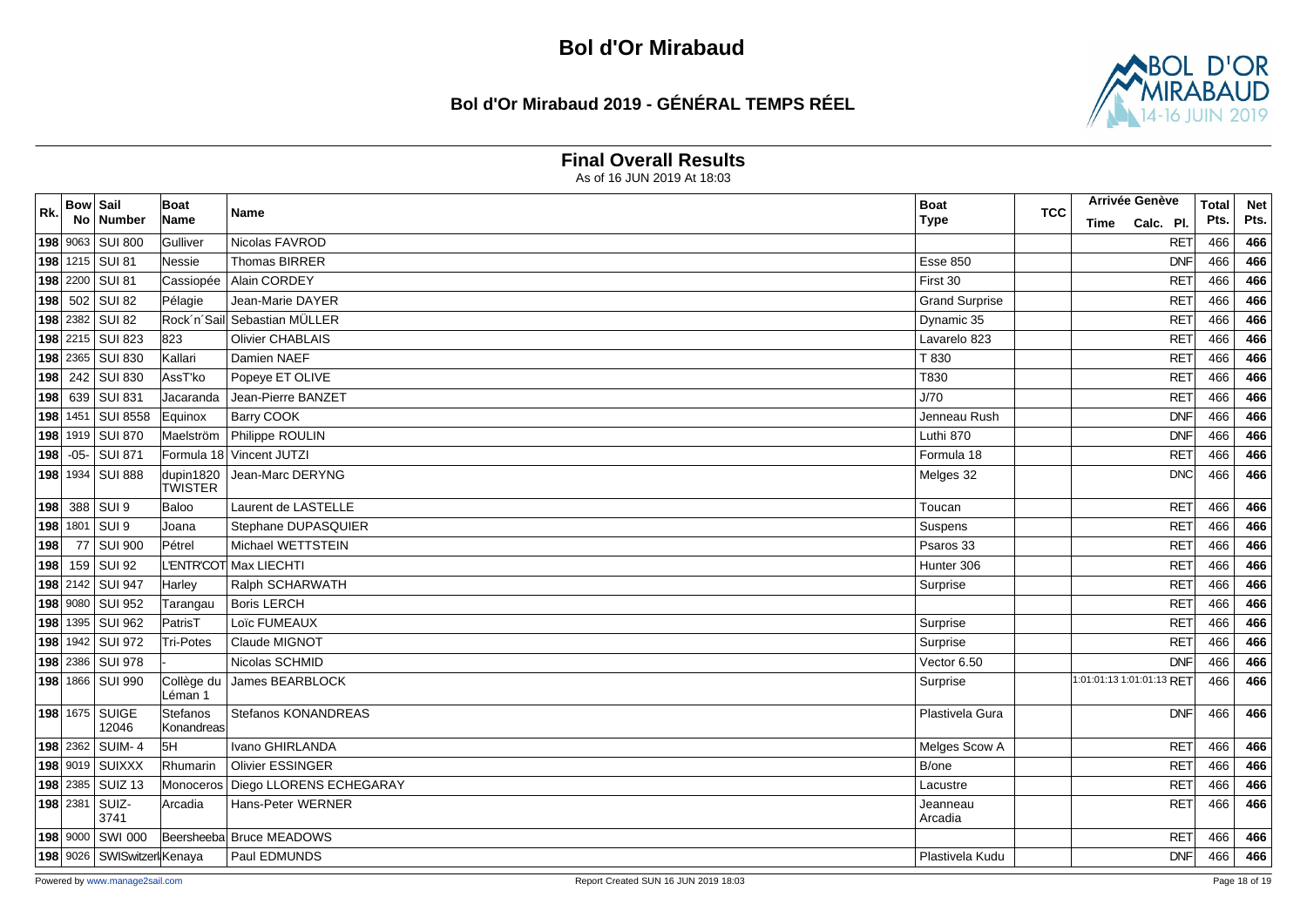# Bol d'Or Mirabaud

## Bol d'Or Mirabaud 2019 - GÉNÉRAL TEMPS RÉEL

### Final Overall Results

As of 16 JUN 2019 At 18:03

| Rk. | Bow No | Sail Number | Boat Name | Name | Boat Type | TCC | Arrivée Genève Time | Calc. | Pl. | Total Pts. | Net Pts. |
|---|---|---|---|---|---|---|---|---|---|---|---|
| 198 | 9063 | SUI 800 | Gulliver | Nicolas FAVROD | | | | | RET | 466 | 466 |
| 198 | 1215 | SUI 81 | Nessie | Thomas BIRRER | Esse 850 | | | | DNF | 466 | 466 |
| 198 | 2200 | SUI 81 | Cassiopée | Alain CORDEY | First 30 | | | | RET | 466 | 466 |
| 198 | 502 | SUI 82 | Pélagie | Jean-Marie DAYER | Grand Surprise | | | | RET | 466 | 466 |
| 198 | 2382 | SUI 82 | Rock´n´Sail | Sebastian MÜLLER | Dynamic 35 | | | | RET | 466 | 466 |
| 198 | 2215 | SUI 823 | 823 | Olivier CHABLAIS | Lavarelo 823 | | | | RET | 466 | 466 |
| 198 | 2365 | SUI 830 | Kallari | Damien NAEF | T 830 | | | | RET | 466 | 466 |
| 198 | 242 | SUI 830 | AssT'ko | Popeye ET OLIVE | T830 | | | | RET | 466 | 466 |
| 198 | 639 | SUI 831 | Jacaranda | Jean-Pierre BANZET | J/70 | | | | RET | 466 | 466 |
| 198 | 1451 | SUI 8558 | Equinox | Barry COOK | Jenneau Rush | | | | DNF | 466 | 466 |
| 198 | 1919 | SUI 870 | Maelström | Philippe ROULIN | Luthi 870 | | | | DNF | 466 | 466 |
| 198 | -05- | SUI 871 | Formula 18 | Vincent JUTZI | Formula 18 | | | | RET | 466 | 466 |
| 198 | 1934 | SUI 888 | dupin1820 TWISTER | Jean-Marc DERYNG | Melges 32 | | | | DNC | 466 | 466 |
| 198 | 388 | SUI 9 | Baloo | Laurent de LASTELLE | Toucan | | | | RET | 466 | 466 |
| 198 | 1801 | SUI 9 | Joana | Stephane DUPASQUIER | Suspens | | | | RET | 466 | 466 |
| 198 | 77 | SUI 900 | Pétrel | Michael WETTSTEIN | Psaros 33 | | | | RET | 466 | 466 |
| 198 | 159 | SUI 92 | L'ENTR'COT | Max LIECHTI | Hunter 306 | | | | RET | 466 | 466 |
| 198 | 2142 | SUI 947 | Harley | Ralph SCHARWATH | Surprise | | | | RET | 466 | 466 |
| 198 | 9080 | SUI 952 | Tarangau | Boris LERCH | | | | | RET | 466 | 466 |
| 198 | 1395 | SUI 962 | PatrisT | Loïc FUMEAUX | Surprise | | | | RET | 466 | 466 |
| 198 | 1942 | SUI 972 | Tri-Potes | Claude MIGNOT | Surprise | | | | RET | 466 | 466 |
| 198 | 2386 | SUI 978 | - | Nicolas SCHMID | Vector 6.50 | | | | DNF | 466 | 466 |
| 198 | 1866 | SUI 990 | Collège du Léman 1 | James BEARBLOCK | Surprise | | 1:01:01:13 | 1:01:01:13 | RET | 466 | 466 |
| 198 | 1675 | SUIGE 12046 | Stefanos Konandreas | Stefanos KONANDREAS | Plastivela Gura | | | | DNF | 466 | 466 |
| 198 | 2362 | SUIM- 4 | 5H | Ivano GHIRLANDA | Melges Scow A | | | | RET | 466 | 466 |
| 198 | 9019 | SUIXXX | Rhumarin | Olivier ESSINGER | B/one | | | | RET | 466 | 466 |
| 198 | 2385 | SUIZ 13 | Monoceros | Diego LLORENS ECHEGARAY | Lacustre | | | | RET | 466 | 466 |
| 198 | 2381 | SUIZ- 3741 | Arcadia | Hans-Peter WERNER | Jeanneau Arcadia | | | | RET | 466 | 466 |
| 198 | 9000 | SWI 000 | Beersheeba | Bruce MEADOWS | | | | | RET | 466 | 466 |
| 198 | 9026 | SWISwitzerl | Kenaya | Paul EDMUNDS | Plastivela Kudu | | | | DNF | 466 | 466 |

Powered by www.manage2sail.com | Report Created SUN 16 JUN 2019 18:03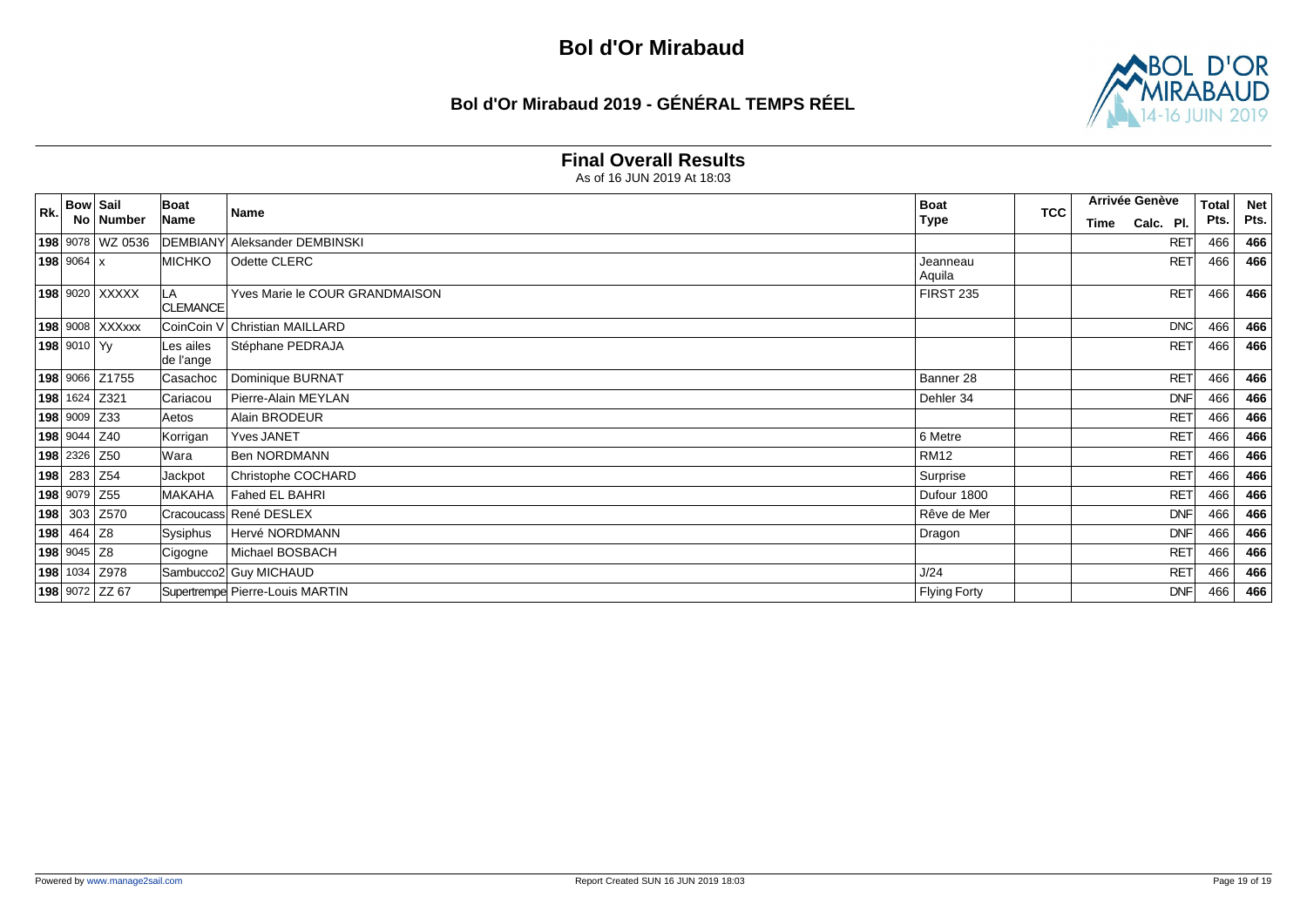# Bol d'Or Mirabaud

## Bol d'Or Mirabaud 2019 - GÉNÉRAL TEMPS RÉEL

### Final Overall Results

As of 16 JUN 2019 At 18:03

| Rk. | Bow No | Sail Number | Boat Name | Name | Boat Type | TCC | Arrivée Genève Time | Calc. | Pl. | Total Pts. | Net Pts. |
|---|---|---|---|---|---|---|---|---|---|---|---|
| **198** | 9078 | WZ 0536 | DEMBIANY | Aleksander DEMBINSKI | | | | | RET | 466 | **466** |
| **198** | 9064 | x | MICHKO | Odette CLERC | Jeanneau Aquila | | | | RET | 466 | **466** |
| **198** | 9020 | XXXXX | LA CLEMANCE | Yves Marie le COUR GRANDMAISON | FIRST 235 | | | | RET | 466 | **466** |
| **198** | 9008 | XXXxxx | CoinCoin V | Christian MAILLARD | | | | | DNC | 466 | **466** |
| **198** | 9010 | Yy | Les ailes de l'ange | Stéphane PEDRAJA | | | | | RET | 466 | **466** |
| **198** | 9066 | Z1755 | Casachoc | Dominique BURNAT | Banner 28 | | | | RET | 466 | **466** |
| **198** | 1624 | Z321 | Cariacou | Pierre-Alain MEYLAN | Dehler 34 | | | | DNF | 466 | **466** |
| **198** | 9009 | Z33 | Aetos | Alain BRODEUR | | | | | RET | 466 | **466** |
| **198** | 9044 | Z40 | Korrigan | Yves JANET | 6 Metre | | | | RET | 466 | **466** |
| **198** | 2326 | Z50 | Wara | Ben NORDMANN | RM12 | | | | RET | 466 | **466** |
| **198** | 283 | Z54 | Jackpot | Christophe COCHARD | Surprise | | | | RET | 466 | **466** |
| **198** | 9079 | Z55 | MAKAHA | Fahed EL BAHRI | Dufour 1800 | | | | RET | 466 | **466** |
| **198** | 303 | Z570 | Cracoucass | René DESLEX | Rêve de Mer | | | | DNF | 466 | **466** |
| **198** | 464 | Z8 | Sysiphus | Hervé NORDMANN | Dragon | | | | DNF | 466 | **466** |
| **198** | 9045 | Z8 | Cigogne | Michael BOSBACH | | | | | RET | 466 | **466** |
| **198** | 1034 | Z978 | Sambucco2 | Guy MICHAUD | J/24 | | | | RET | 466 | **466** |
| **198** | 9072 | ZZ 67 | Supertrempe | Pierre-Louis MARTIN | Flying Forty | | | | DNF | 466 | **466** |

Powered by www.manage2sail.com

Report Created SUN 16 JUN 2019 18:03